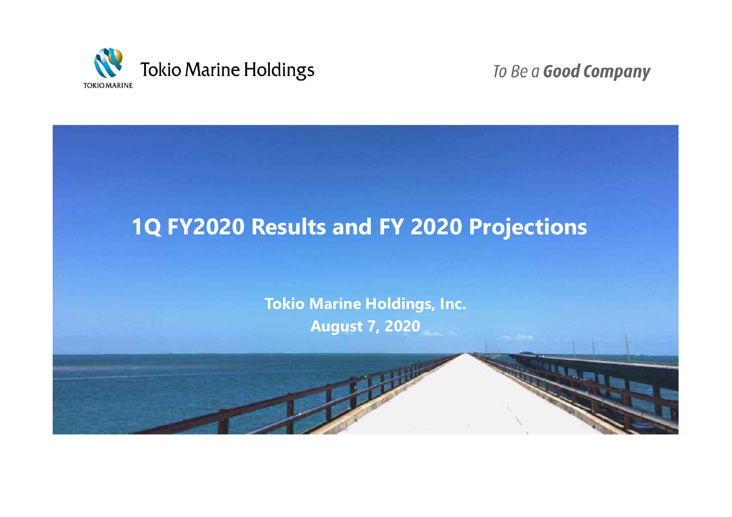Tokio Marine Holdings

*To Be a* ***Good Company***

# 1Q FY2020 Results and FY 2020 Projections

**Tokio Marine Holdings, Inc.**

**August 7, 2020**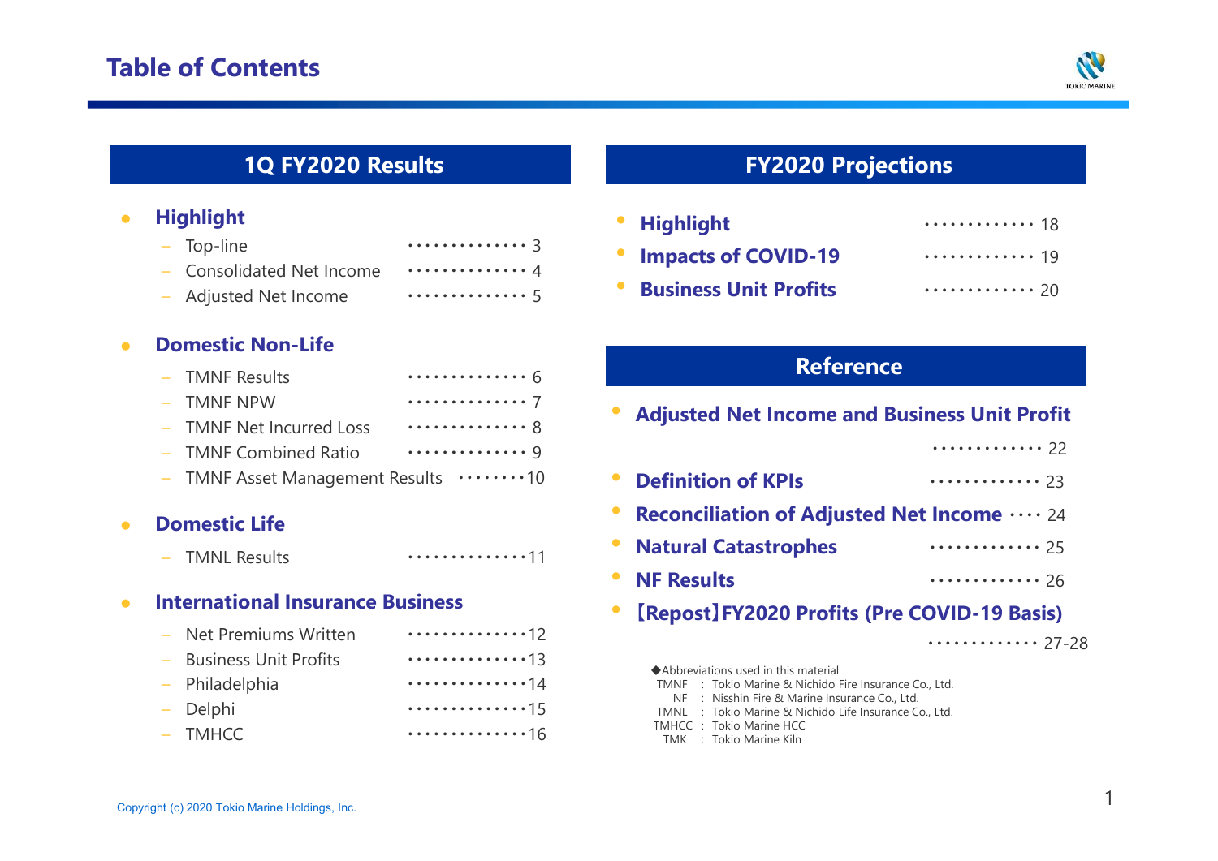# Table of Contents

## 1Q FY2020 Results

- **Highlight**
  - Top-line ・・・・・・・・・・・・・・・ 3
  - Consolidated Net Income ・・・・・・・・・・・・・・・ 4
  - Adjusted Net Income ・・・・・・・・・・・・・・・ 5
- **Domestic Non-Life**
  - TMNF Results ・・・・・・・・・・・・・・・ 6
  - TMNF NPW ・・・・・・・・・・・・・・・ 7
  - TMNF Net Incurred Loss ・・・・・・・・・・・・・・・ 8
  - TMNF Combined Ratio ・・・・・・・・・・・・・・・ 9
  - TMNF Asset Management Results ・・・・・・・・・10
- **Domestic Life**
  - TMNL Results ・・・・・・・・・・・・・・・11
- **International Insurance Business**
  - Net Premiums Written ・・・・・・・・・・・・・・・12
  - Business Unit Profits ・・・・・・・・・・・・・・・13
  - Philadelphia ・・・・・・・・・・・・・・・14
  - Delphi ・・・・・・・・・・・・・・・15
  - TMHCC ・・・・・・・・・・・・・・・16

## FY2020 Projections

- **Highlight** ・・・・・・・・・・・・・ 18
- **Impacts of COVID-19** ・・・・・・・・・・・・・ 19
- **Business Unit Profits** ・・・・・・・・・・・・・ 20

## Reference

- **Adjusted Net Income and Business Unit Profit** ・・・・・・・・・・・・・ 22
- **Definition of KPIs** ・・・・・・・・・・・・・ 23
- **Reconciliation of Adjusted Net Income** ・・・・ 24
- **Natural Catastrophes** ・・・・・・・・・・・・・ 25
- **NF Results** ・・・・・・・・・・・・・ 26
- **【Repost】FY2020 Profits (Pre COVID-19 Basis)** ・・・・・・・・・・・・・ 27-28

◆Abbreviations used in this material

- TMNF : Tokio Marine & Nichido Fire Insurance Co., Ltd.
- NF : Nisshin Fire & Marine Insurance Co., Ltd.
- TMNL : Tokio Marine & Nichido Life Insurance Co., Ltd.
- TMHCC : Tokio Marine HCC
- TMK : Tokio Marine Kiln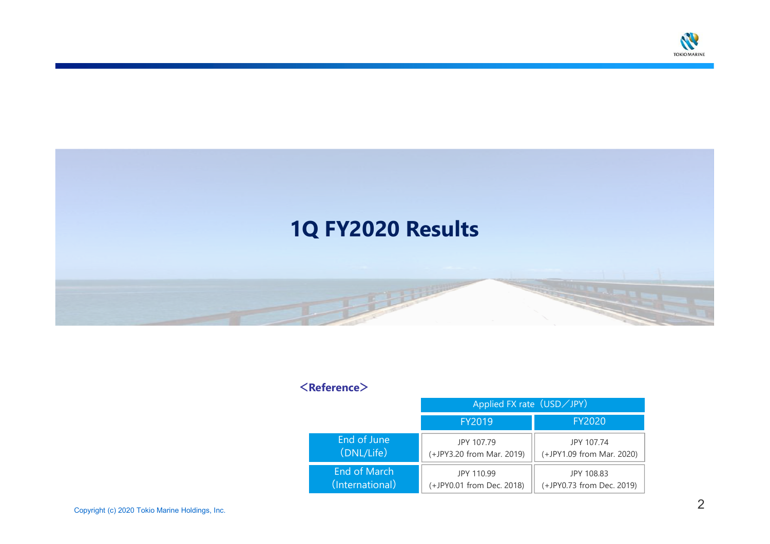# 1Q FY2020 Results

**<Reference>**

| | Applied FX rate（USD／JPY） | |
|---|---|---|
| | FY2019 | FY2020 |
| End of June（DNL/Life） | JPY 107.79 (+JPY3.20 from Mar. 2019) | JPY 107.74 (+JPY1.09 from Mar. 2020) |
| End of March（International） | JPY 110.99 (+JPY0.01 from Dec. 2018) | JPY 108.83 (+JPY0.73 from Dec. 2019) |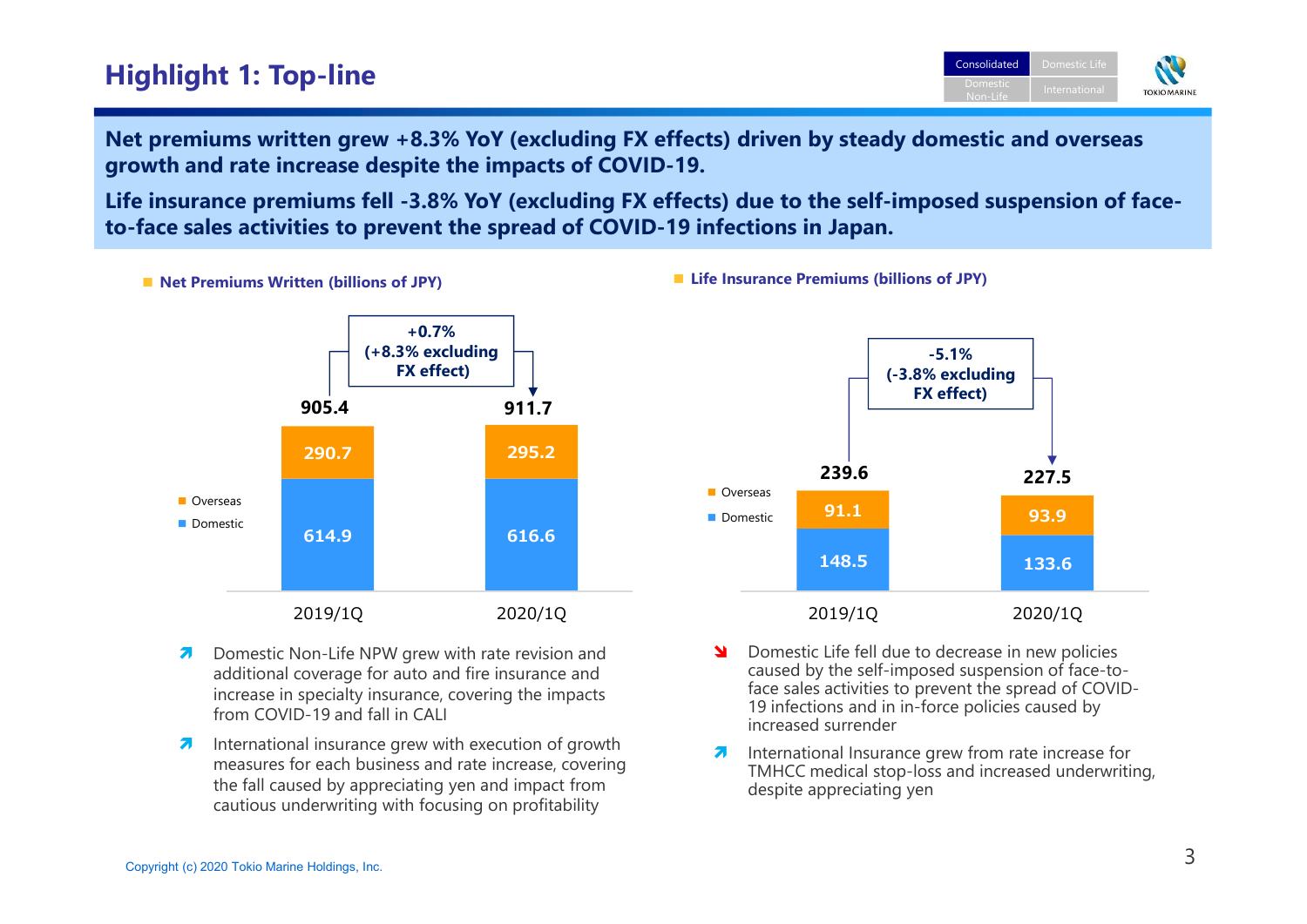# Highlight 1: Top-line

**Net premiums written grew +8.3% YoY (excluding FX effects) driven by steady domestic and overseas growth and rate increase despite the impacts of COVID-19.**

**Life insurance premiums fell -3.8% YoY (excluding FX effects) due to the self-imposed suspension of face-to-face sales activities to prevent the spread of COVID-19 infections in Japan.**

## Net Premiums Written (billions of JPY)

| | 2019/1Q | 2020/1Q |
|---|---|---|
| Overseas | 290.7 | 295.2 |
| Domestic | 614.9 | 616.6 |
| Total | 905.4 | 911.7 |

+0.7% (+8.3% excluding FX effect)

- Domestic Non-Life NPW grew with rate revision and additional coverage for auto and fire insurance and increase in specialty insurance, covering the impacts from COVID-19 and fall in CALI
- International insurance grew with execution of growth measures for each business and rate increase, covering the fall caused by appreciating yen and impact from cautious underwriting with focusing on profitability

## Life Insurance Premiums (billions of JPY)

| | 2019/1Q | 2020/1Q |
|---|---|---|
| Overseas | 91.1 | 93.9 |
| Domestic | 148.5 | 133.6 |
| Total | 239.6 | 227.5 |

-5.1% (-3.8% excluding FX effect)

- Domestic Life fell due to decrease in new policies caused by the self-imposed suspension of face-to-face sales activities to prevent the spread of COVID-19 infections and in in-force policies caused by increased surrender
- International Insurance grew from rate increase for TMHCC medical stop-loss and increased underwriting, despite appreciating yen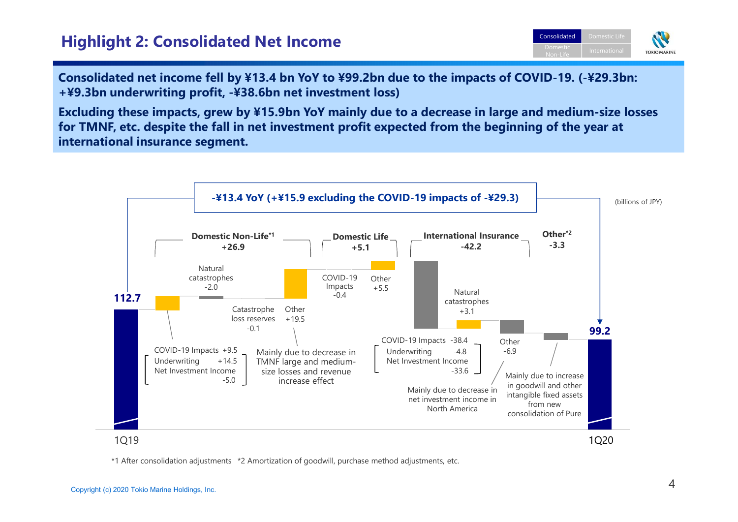# Highlight 2: Consolidated Net Income

**Consolidated net income fell by ¥13.4 bn YoY to ¥99.2bn due to the impacts of COVID-19. (-¥29.3bn: +¥9.3bn underwriting profit, -¥38.6bn net investment loss)**

**Excluding these impacts, grew by ¥15.9bn YoY mainly due to a decrease in large and medium-size losses for TMNF, etc. despite the fall in net investment profit expected from the beginning of the year at international insurance segment.**

**-¥13.4 YoY (+¥15.9 excluding the COVID-19 impacts of -¥29.3)**

(billions of JPY)

| Segment | Item | Amount |
| --- | --- | --- |
| 1Q19 | | 112.7 |
| Domestic Non-Life[*1] +26.9 | COVID-19 Impacts (Underwriting +14.5, Net Investment Income -5.0) | +9.5 |
| | Natural catastrophes | -2.0 |
| | Catastrophe loss reserves | -0.1 |
| | Other (Mainly due to decrease in TMNF large and medium-size losses and revenue increase effect) | +19.5 |
| Domestic Life +5.1 | COVID-19 Impacts | -0.4 |
| | Other | +5.5 |
| International Insurance -42.2 | COVID-19 Impacts (Underwriting -4.8, Net Investment Income -33.6) | -38.4 |
| | Natural catastrophes | +3.1 |
| | Other (Mainly due to decrease in net investment income in North America) | -6.9 |
| Other[*2] | Mainly due to increase in goodwill and other intangible fixed assets from new consolidation of Pure | -3.3 |
| 1Q20 | | 99.2 |

*1 After consolidation adjustments *2 Amortization of goodwill, purchase method adjustments, etc.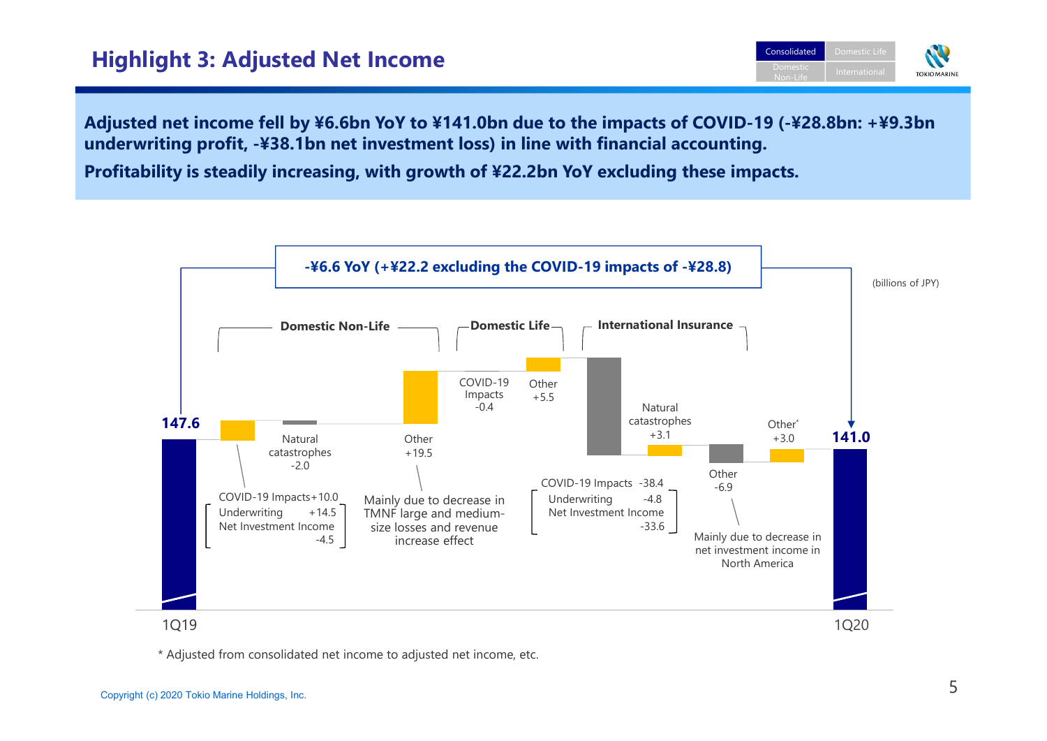# Highlight 3: Adjusted Net Income

**Adjusted net income fell by ¥6.6bn YoY to ¥141.0bn due to the impacts of COVID-19 (-¥28.8bn: +¥9.3bn underwriting profit, -¥38.1bn net investment loss) in line with financial accounting.**

**Profitability is steadily increasing, with growth of ¥22.2bn YoY excluding these impacts.**

**-¥6.6 YoY (+¥22.2 excluding the COVID-19 impacts of -¥28.8)**

(billions of JPY)

| Segment | Item | Amount |
|---|---|---|
| | 1Q19 | 147.6 |
| Domestic Non-Life | COVID-19 Impacts (Underwriting +14.5, Net Investment Income -4.5) | +10.0 |
| Domestic Non-Life | Natural catastrophes | -2.0 |
| Domestic Non-Life | Other (Mainly due to decrease in TMNF large and medium-size losses and revenue increase effect) | +19.5 |
| Domestic Life | COVID-19 Impacts | -0.4 |
| Domestic Life | Other | +5.5 |
| International Insurance | COVID-19 Impacts (Underwriting -4.8, Net Investment Income -33.6) | -38.4 |
| International Insurance | Natural catastrophes | +3.1 |
| International Insurance | Other (Mainly due to decrease in net investment income in North America) | -6.9 |
| | Other* | +3.0 |
| | 1Q20 | 141.0 |

\* Adjusted from consolidated net income to adjusted net income, etc.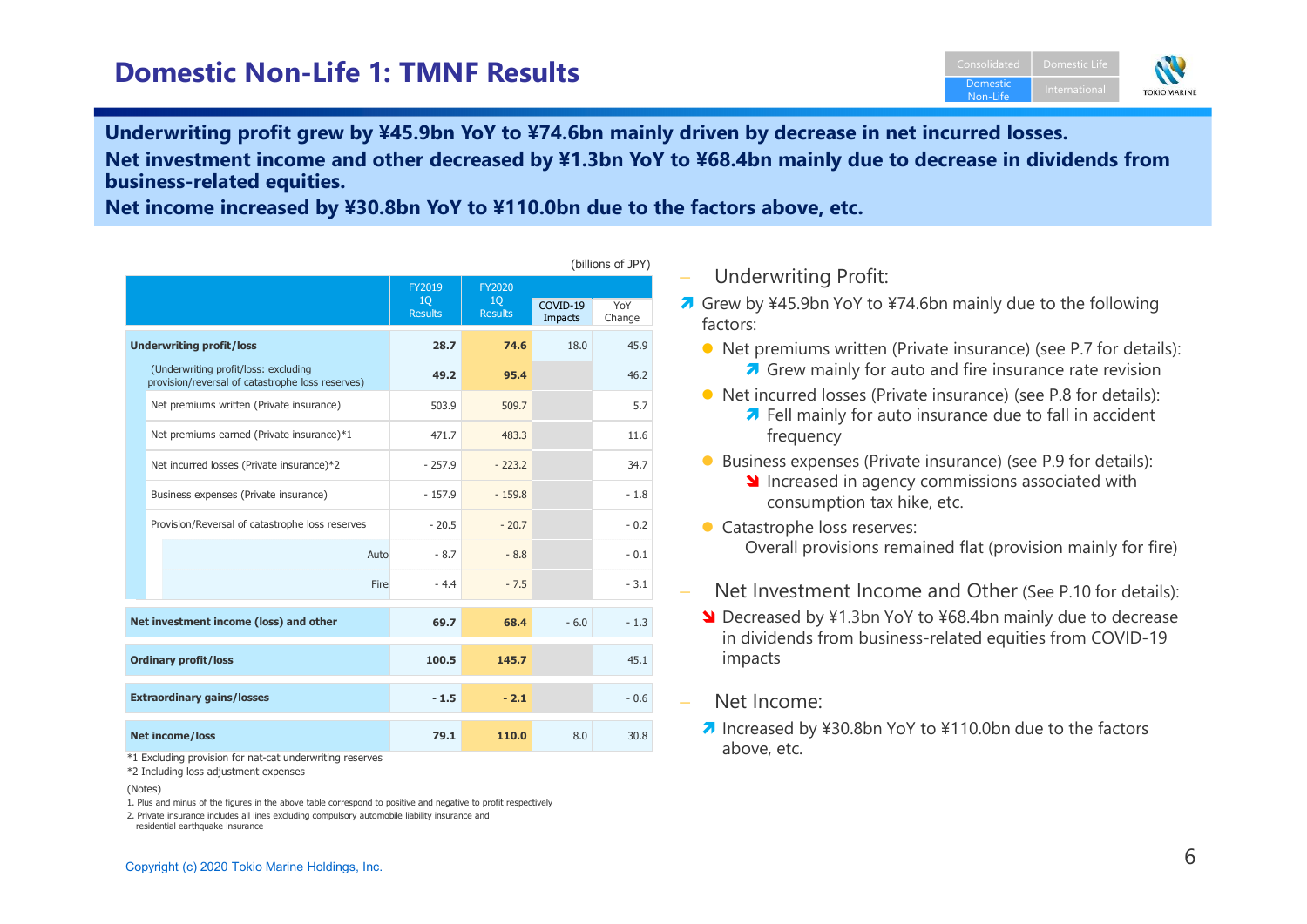# Domestic Non-Life 1: TMNF Results

**Underwriting profit grew by ¥45.9bn YoY to ¥74.6bn mainly driven by decrease in net incurred losses.**
**Net investment income and other decreased by ¥1.3bn YoY to ¥68.4bn mainly due to decrease in dividends from business-related equities.**
**Net income increased by ¥30.8bn YoY to ¥110.0bn due to the factors above, etc.**

(billions of JPY)

| | FY2019 1Q Results | FY2020 1Q Results | COVID-19 Impacts | YoY Change |
|---|---|---|---|---|
| **Underwriting profit/loss** | **28.7** | **74.6** | 18.0 | 45.9 |
| (Underwriting profit/loss: excluding provision/reversal of catastrophe loss reserves) | **49.2** | **95.4** | | 46.2 |
| Net premiums written (Private insurance) | 503.9 | 509.7 | | 5.7 |
| Net premiums earned (Private insurance)*1 | 471.7 | 483.3 | | 11.6 |
| Net incurred losses (Private insurance)*2 | - 257.9 | - 223.2 | | 34.7 |
| Business expenses (Private insurance) | - 157.9 | - 159.8 | | - 1.8 |
| Provision/Reversal of catastrophe loss reserves | - 20.5 | - 20.7 | | - 0.2 |
| Auto | - 8.7 | - 8.8 | | - 0.1 |
| Fire | - 4.4 | - 7.5 | | - 3.1 |
| **Net investment income (loss) and other** | **69.7** | **68.4** | - 6.0 | - 1.3 |
| **Ordinary profit/loss** | **100.5** | **145.7** | | 45.1 |
| **Extraordinary gains/losses** | **- 1.5** | **- 2.1** | | - 0.6 |
| **Net income/loss** | **79.1** | **110.0** | 8.0 | 30.8 |

*1 Excluding provision for nat-cat underwriting reserves
*2 Including loss adjustment expenses

(Notes)
1. Plus and minus of the figures in the above table correspond to positive and negative to profit respectively
2. Private insurance includes all lines excluding compulsory automobile liability insurance and residential earthquake insurance

– Underwriting Profit:

↗ Grew by ¥45.9bn YoY to ¥74.6bn mainly due to the following factors:

- Net premiums written (Private insurance) (see P.7 for details):
  - ↗ Grew mainly for auto and fire insurance rate revision
- Net incurred losses (Private insurance) (see P.8 for details):
  - ↗ Fell mainly for auto insurance due to fall in accident frequency
- Business expenses (Private insurance) (see P.9 for details):
  - ↘ Increased in agency commissions associated with consumption tax hike, etc.
- Catastrophe loss reserves:
  - Overall provisions remained flat (provision mainly for fire)

– Net Investment Income and Other (See P.10 for details):

↘ Decreased by ¥1.3bn YoY to ¥68.4bn mainly due to decrease in dividends from business-related equities from COVID-19 impacts

– Net Income:

↗ Increased by ¥30.8bn YoY to ¥110.0bn due to the factors above, etc.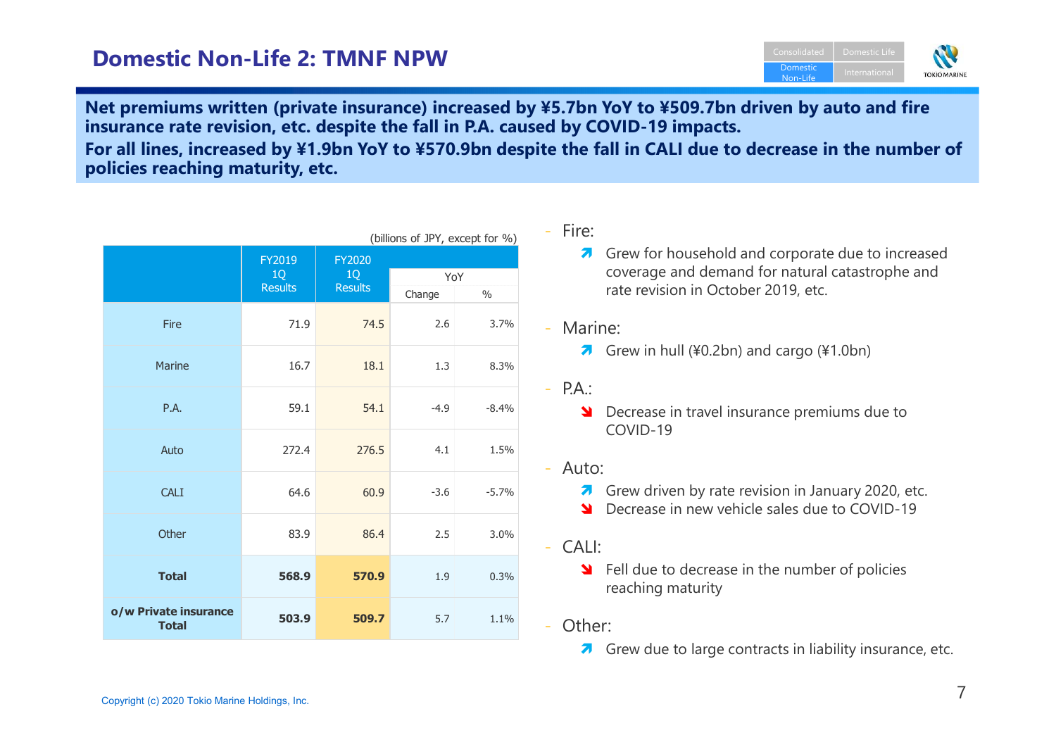# Domestic Non-Life 2: TMNF NPW

**Net premiums written (private insurance) increased by ¥5.7bn YoY to ¥509.7bn driven by auto and fire insurance rate revision, etc. despite the fall in P.A. caused by COVID-19 impacts.**
**For all lines, increased by ¥1.9bn YoY to ¥570.9bn despite the fall in CALI due to decrease in the number of policies reaching maturity, etc.**

(billions of JPY, except for %)

| | FY2019 1Q Results | FY2020 1Q Results | YoY | |
|---|---|---|---|---|
| | | | Change | % |
| Fire | 71.9 | 74.5 | 2.6 | 3.7% |
| Marine | 16.7 | 18.1 | 1.3 | 8.3% |
| P.A. | 59.1 | 54.1 | -4.9 | -8.4% |
| Auto | 272.4 | 276.5 | 4.1 | 1.5% |
| CALI | 64.6 | 60.9 | -3.6 | -5.7% |
| Other | 83.9 | 86.4 | 2.5 | 3.0% |
| **Total** | **568.9** | **570.9** | 1.9 | 0.3% |
| **o/w Private insurance Total** | **503.9** | **509.7** | 5.7 | 1.1% |

- Fire:
  - ↗ Grew for household and corporate due to increased coverage and demand for natural catastrophe and rate revision in October 2019, etc.
- Marine:
  - ↗ Grew in hull (¥0.2bn) and cargo (¥1.0bn)
- P.A.:
  - ↘ Decrease in travel insurance premiums due to COVID-19
- Auto:
  - ↗ Grew driven by rate revision in January 2020, etc.
  - ↘ Decrease in new vehicle sales due to COVID-19
- CALI:
  - ↘ Fell due to decrease in the number of policies reaching maturity
- Other:
  - ↗ Grew due to large contracts in liability insurance, etc.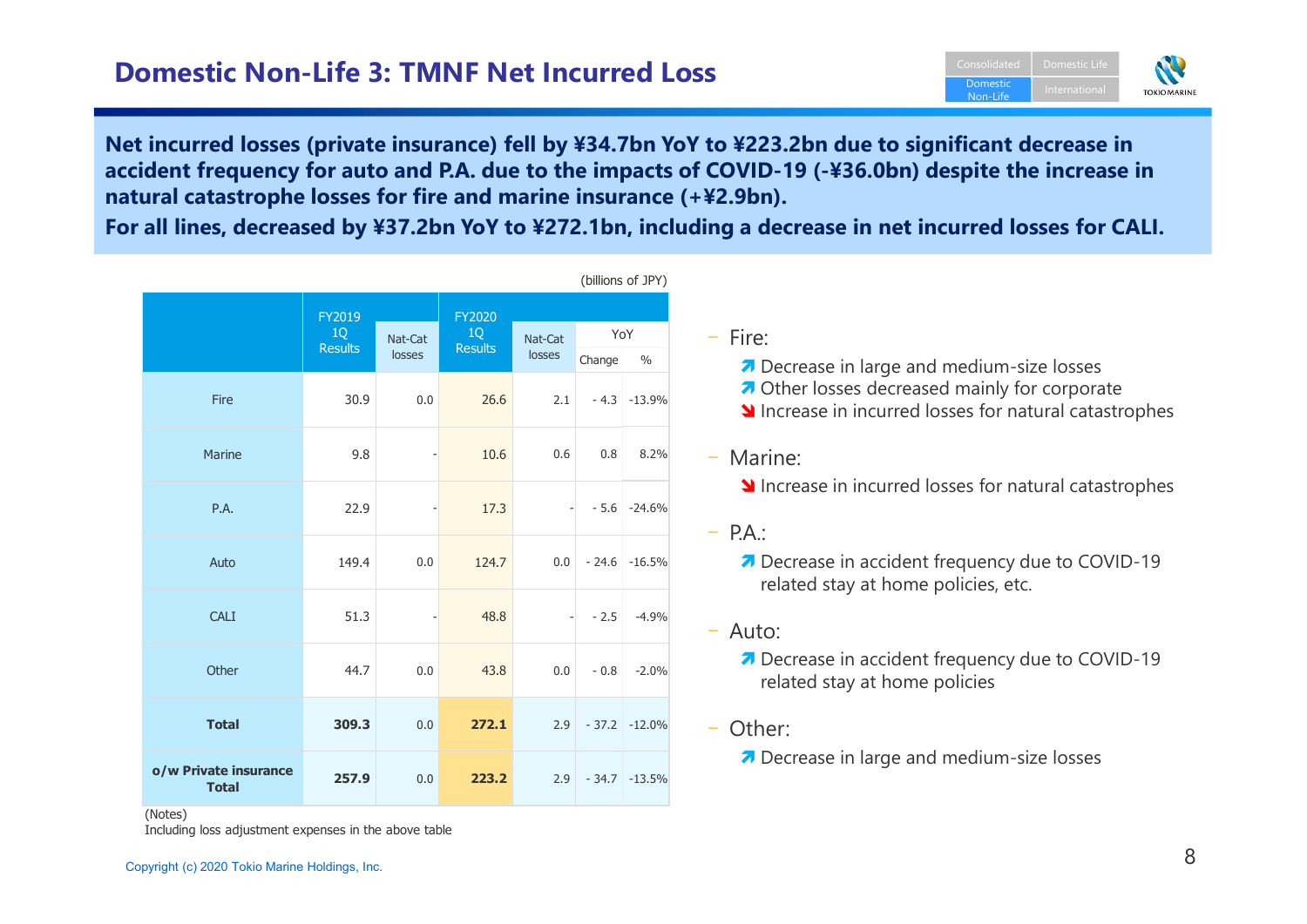# Domestic Non-Life 3: TMNF Net Incurred Loss

**Net incurred losses (private insurance) fell by ¥34.7bn YoY to ¥223.2bn due to significant decrease in accident frequency for auto and P.A. due to the impacts of COVID-19 (-¥36.0bn) despite the increase in natural catastrophe losses for fire and marine insurance (+¥2.9bn).**

**For all lines, decreased by ¥37.2bn YoY to ¥272.1bn, including a decrease in net incurred losses for CALI.**

(billions of JPY)

| | FY2019 1Q Results | Nat-Cat losses | FY2020 1Q Results | Nat-Cat losses | YoY | |
|---|---|---|---|---|---|---|
| | | | | | Change | % |
| Fire | 30.9 | 0.0 | 26.6 | 2.1 | - 4.3 | -13.9% |
| Marine | 9.8 | - | 10.6 | 0.6 | 0.8 | 8.2% |
| P.A. | 22.9 | - | 17.3 | - | - 5.6 | -24.6% |
| Auto | 149.4 | 0.0 | 124.7 | 0.0 | - 24.6 | -16.5% |
| CALI | 51.3 | - | 48.8 | - | - 2.5 | -4.9% |
| Other | 44.7 | 0.0 | 43.8 | 0.0 | - 0.8 | -2.0% |
| **Total** | **309.3** | 0.0 | **272.1** | 2.9 | - 37.2 | -12.0% |
| **o/w Private insurance Total** | **257.9** | 0.0 | **223.2** | 2.9 | - 34.7 | -13.5% |

(Notes)
Including loss adjustment expenses in the above table

- Fire:
  - ↗ Decrease in large and medium-size losses
  - ↗ Other losses decreased mainly for corporate
  - ↘ Increase in incurred losses for natural catastrophes
- Marine:
  - ↘ Increase in incurred losses for natural catastrophes
- P.A.:
  - ↗ Decrease in accident frequency due to COVID-19 related stay at home policies, etc.
- Auto:
  - ↗ Decrease in accident frequency due to COVID-19 related stay at home policies
- Other:
  - ↗ Decrease in large and medium-size losses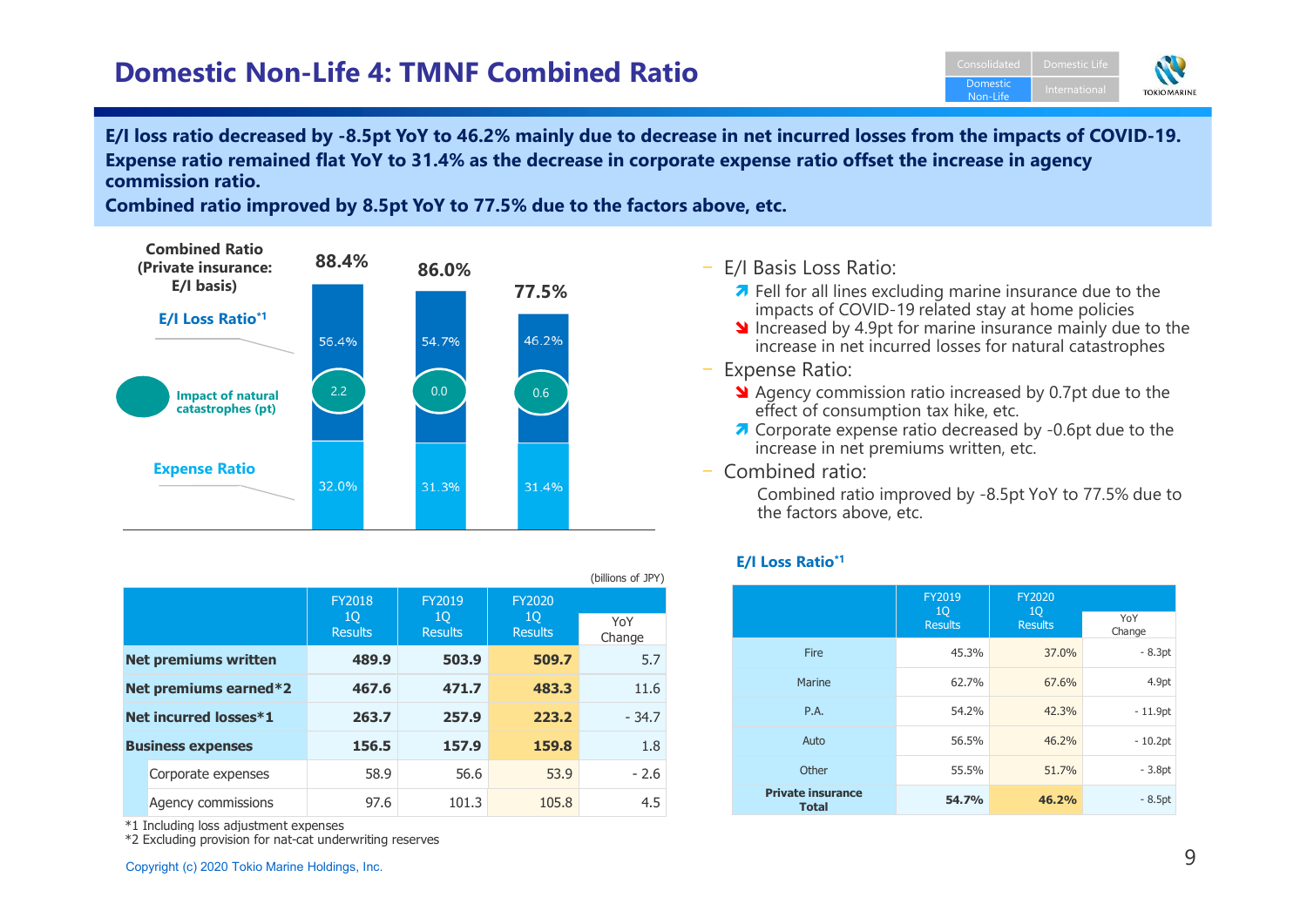# Domestic Non-Life 4: TMNF Combined Ratio

**E/I loss ratio decreased by -8.5pt YoY to 46.2% mainly due to decrease in net incurred losses from the impacts of COVID-19.**
**Expense ratio remained flat YoY to 31.4% as the decrease in corporate expense ratio offset the increase in agency commission ratio.**
**Combined ratio improved by 8.5pt YoY to 77.5% due to the factors above, etc.**

**Combined Ratio (Private insurance: E/I basis)**

| | FY2018 1Q | FY2019 1Q | FY2020 1Q |
|---|---|---|---|
| Combined Ratio | 88.4% | 86.0% | 77.5% |
| E/I Loss Ratio[*1] | 56.4% | 54.7% | 46.2% |
| Impact of natural catastrophes (pt) | 2.2 | 0.0 | 0.6 |
| Expense Ratio | 32.0% | 31.3% | 31.4% |

- E/I Basis Loss Ratio:
  - Fell for all lines excluding marine insurance due to the impacts of COVID-19 related stay at home policies
  - Increased by 4.9pt for marine insurance mainly due to the increase in net incurred losses for natural catastrophes
- Expense Ratio:
  - Agency commission ratio increased by 0.7pt due to the effect of consumption tax hike, etc.
  - Corporate expense ratio decreased by -0.6pt due to the increase in net premiums written, etc.
- Combined ratio:
  - Combined ratio improved by -8.5pt YoY to 77.5% due to the factors above, etc.

(billions of JPY)

| | FY2018 1Q Results | FY2019 1Q Results | FY2020 1Q Results | YoY Change |
|---|---|---|---|---|
| **Net premiums written** | **489.9** | **503.9** | **509.7** | 5.7 |
| **Net premiums earned*2** | **467.6** | **471.7** | **483.3** | 11.6 |
| **Net incurred losses*1** | **263.7** | **257.9** | **223.2** | - 34.7 |
| **Business expenses** | **156.5** | **157.9** | **159.8** | 1.8 |
| Corporate expenses | 58.9 | 56.6 | 53.9 | - 2.6 |
| Agency commissions | 97.6 | 101.3 | 105.8 | 4.5 |

*1 Including loss adjustment expenses
*2 Excluding provision for nat-cat underwriting reserves

**E/I Loss Ratio[*1]**

| | FY2019 1Q Results | FY2020 1Q Results | YoY Change |
|---|---|---|---|
| Fire | 45.3% | 37.0% | - 8.3pt |
| Marine | 62.7% | 67.6% | 4.9pt |
| P.A. | 54.2% | 42.3% | - 11.9pt |
| Auto | 56.5% | 46.2% | - 10.2pt |
| Other | 55.5% | 51.7% | - 3.8pt |
| **Private insurance Total** | **54.7%** | **46.2%** | - 8.5pt |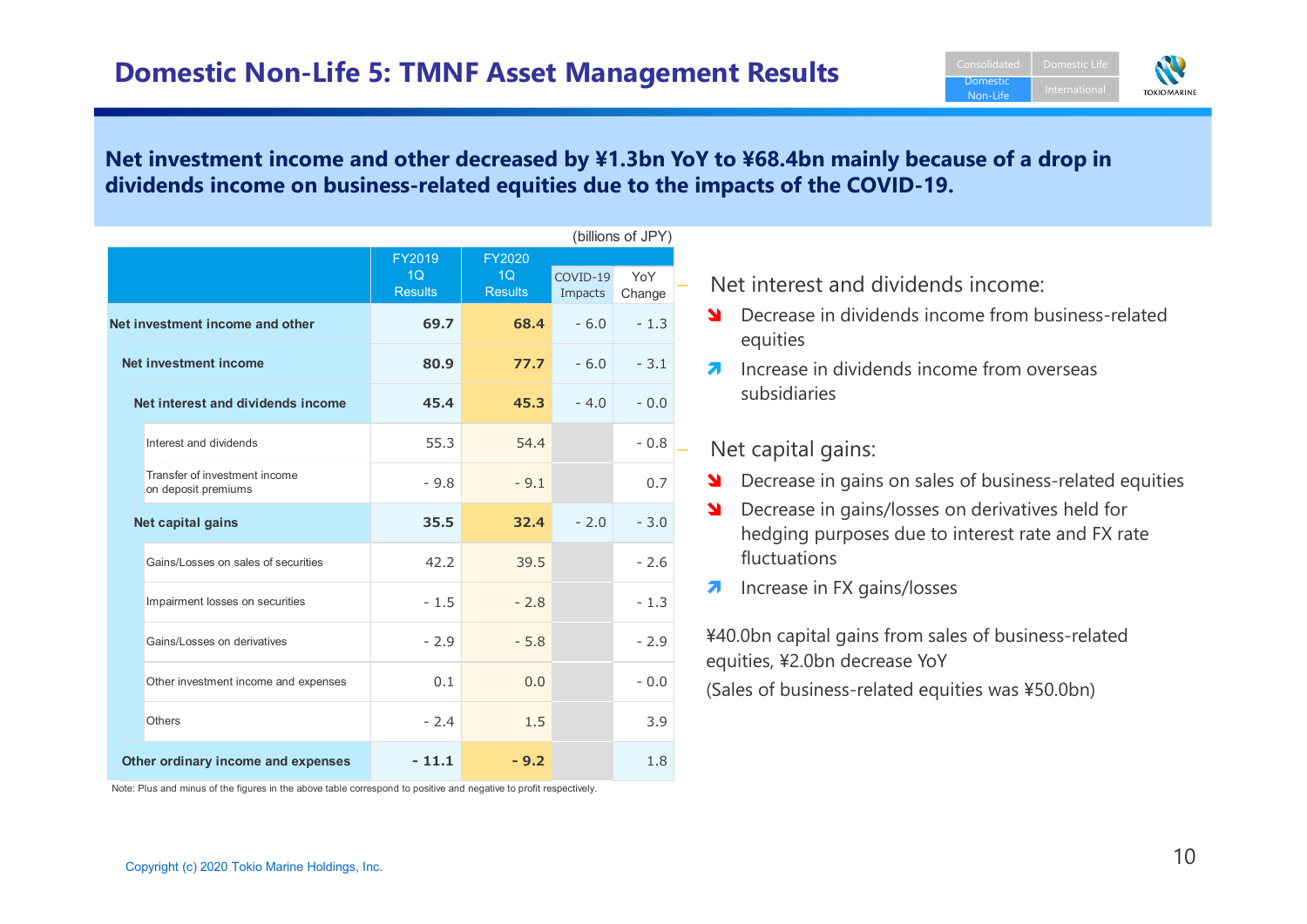# Domestic Non-Life 5: TMNF Asset Management Results

**Net investment income and other decreased by ¥1.3bn YoY to ¥68.4bn mainly because of a drop in dividends income on business-related equities due to the impacts of the COVID-19.**

(billions of JPY)

| | FY2019 1Q Results | FY2020 1Q Results | COVID-19 Impacts | YoY Change |
|---|---|---|---|---|
| **Net investment income and other** | **69.7** | **68.4** | - 6.0 | - 1.3 |
| **Net investment income** | **80.9** | **77.7** | - 6.0 | - 3.1 |
| **Net interest and dividends income** | **45.4** | **45.3** | - 4.0 | - 0.0 |
| Interest and dividends | 55.3 | 54.4 | | - 0.8 |
| Transfer of investment income on deposit premiums | - 9.8 | - 9.1 | | 0.7 |
| **Net capital gains** | **35.5** | **32.4** | - 2.0 | - 3.0 |
| Gains/Losses on sales of securities | 42.2 | 39.5 | | - 2.6 |
| Impairment losses on securities | - 1.5 | - 2.8 | | - 1.3 |
| Gains/Losses on derivatives | - 2.9 | - 5.8 | | - 2.9 |
| Other investment income and expenses | 0.1 | 0.0 | | - 0.0 |
| Others | - 2.4 | 1.5 | | 3.9 |
| **Other ordinary income and expenses** | **- 11.1** | **- 9.2** | | 1.8 |

Note: Plus and minus of the figures in the above table correspond to positive and negative to profit respectively.

- Net interest and dividends income:
  - ↘ Decrease in dividends income from business-related equities
  - ↗ Increase in dividends income from overseas subsidiaries
- Net capital gains:
  - ↘ Decrease in gains on sales of business-related equities
  - ↘ Decrease in gains/losses on derivatives held for hedging purposes due to interest rate and FX rate fluctuations
  - ↗ Increase in FX gains/losses

¥40.0bn capital gains from sales of business-related equities, ¥2.0bn decrease YoY

(Sales of business-related equities was ¥50.0bn)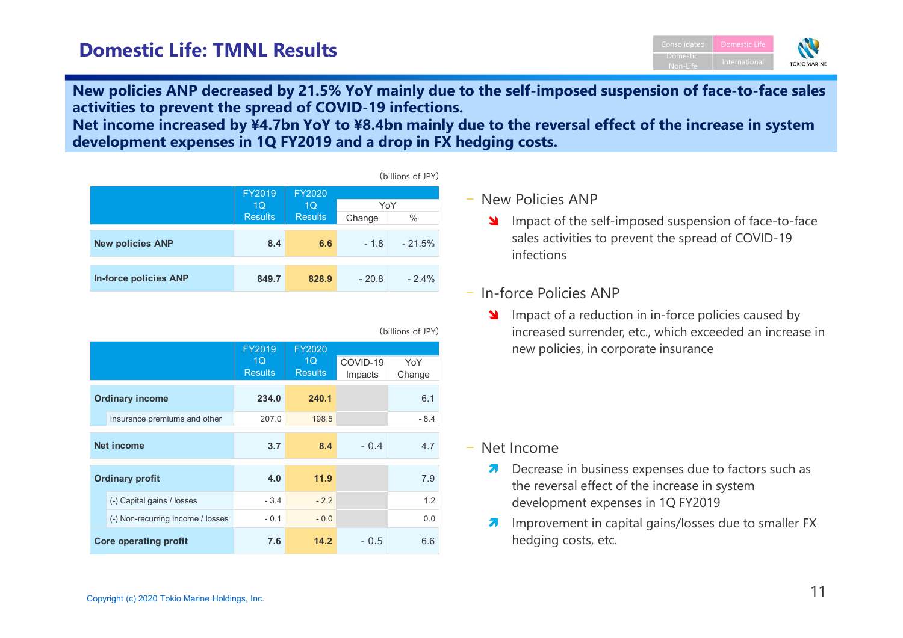# Domestic Life: TMNL Results

**New policies ANP decreased by 21.5% YoY mainly due to the self-imposed suspension of face-to-face sales activities to prevent the spread of COVID-19 infections.**
**Net income increased by ¥4.7bn YoY to ¥8.4bn mainly due to the reversal effect of the increase in system development expenses in 1Q FY2019 and a drop in FX hedging costs.**

(billions of JPY)

| | FY2019 1Q Results | FY2020 1Q Results | YoY Change | YoY % |
|---|---|---|---|---|
| **New policies ANP** | **8.4** | **6.6** | - 1.8 | - 21.5% |
| **In-force policies ANP** | **849.7** | **828.9** | - 20.8 | - 2.4% |

(billions of JPY)

| | FY2019 1Q Results | FY2020 1Q Results | COVID-19 Impacts | YoY Change |
|---|---|---|---|---|
| **Ordinary income** | **234.0** | **240.1** | | 6.1 |
| Insurance premiums and other | 207.0 | 198.5 | | - 8.4 |
| **Net income** | **3.7** | **8.4** | - 0.4 | 4.7 |
| **Ordinary profit** | **4.0** | **11.9** | | 7.9 |
| (-) Capital gains / losses | - 3.4 | - 2.2 | | 1.2 |
| (-) Non-recurring income / losses | - 0.1 | - 0.0 | | 0.0 |
| **Core operating profit** | **7.6** | **14.2** | - 0.5 | 6.6 |

- New Policies ANP
  - ↘ Impact of the self-imposed suspension of face-to-face sales activities to prevent the spread of COVID-19 infections
- In-force Policies ANP
  - ↘ Impact of a reduction in in-force policies caused by increased surrender, etc., which exceeded an increase in new policies, in corporate insurance
- Net Income
  - ↗ Decrease in business expenses due to factors such as the reversal effect of the increase in system development expenses in 1Q FY2019
  - ↗ Improvement in capital gains/losses due to smaller FX hedging costs, etc.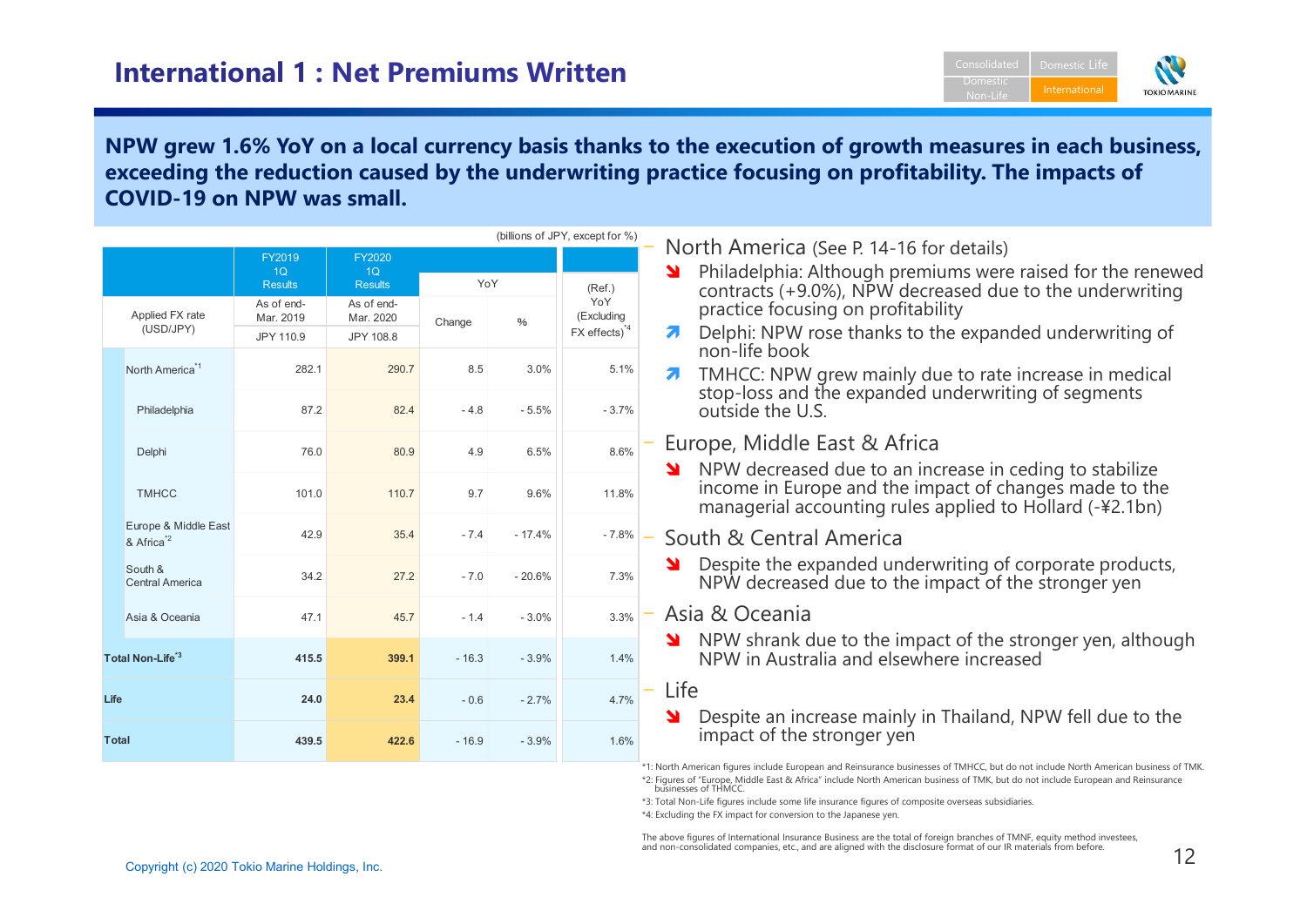# International 1 : Net Premiums Written

**NPW grew 1.6% YoY on a local currency basis thanks to the execution of growth measures in each business, exceeding the reduction caused by the underwriting practice focusing on profitability. The impacts of COVID-19 on NPW was small.**

(billions of JPY, except for %)

| | FY2019 1Q Results | FY2020 1Q Results | YoY | | (Ref.) YoY (Excluding FX effects)[*4] |
|---|---|---|---|---|---|
| Applied FX rate (USD/JPY) | As of end-Mar. 2019 JPY 110.9 | As of end-Mar. 2020 JPY 108.8 | Change | % | |
| North America[*1] | 282.1 | 290.7 | 8.5 | 3.0% | 5.1% |
| Philadelphia | 87.2 | 82.4 | - 4.8 | - 5.5% | - 3.7% |
| Delphi | 76.0 | 80.9 | 4.9 | 6.5% | 8.6% |
| TMHCC | 101.0 | 110.7 | 9.7 | 9.6% | 11.8% |
| Europe & Middle East & Africa[*2] | 42.9 | 35.4 | - 7.4 | - 17.4% | - 7.8% |
| South & Central America | 34.2 | 27.2 | - 7.0 | - 20.6% | 7.3% |
| Asia & Oceania | 47.1 | 45.7 | - 1.4 | - 3.0% | 3.3% |
| **Total Non-Life[*3]** | **415.5** | **399.1** | - 16.3 | - 3.9% | 1.4% |
| **Life** | **24.0** | **23.4** | - 0.6 | - 2.7% | 4.7% |
| **Total** | **439.5** | **422.6** | - 16.9 | - 3.9% | 1.6% |

- North America (See P. 14-16 for details)
  - Philadelphia: Although premiums were raised for the renewed contracts (+9.0%), NPW decreased due to the underwriting practice focusing on profitability
  - Delphi: NPW rose thanks to the expanded underwriting of non-life book
  - TMHCC: NPW grew mainly due to rate increase in medical stop-loss and the expanded underwriting of segments outside the U.S.
- Europe, Middle East & Africa
  - NPW decreased due to an increase in ceding to stabilize income in Europe and the impact of changes made to the managerial accounting rules applied to Hollard (-¥2.1bn)
- South & Central America
  - Despite the expanded underwriting of corporate products, NPW decreased due to the impact of the stronger yen
- Asia & Oceania
  - NPW shrank due to the impact of the stronger yen, although NPW in Australia and elsewhere increased
- Life
  - Despite an increase mainly in Thailand, NPW fell due to the impact of the stronger yen

*1: North American figures include European and Reinsurance businesses of TMHCC, but do not include North American business of TMK.
*2: Figures of "Europe, Middle East & Africa" include North American business of TMK, but do not include European and Reinsurance businesses of THMCC.
*3: Total Non-Life figures include some life insurance figures of composite overseas subsidiaries.
*4: Excluding the FX impact for conversion to the Japanese yen.

The above figures of International Insurance Business are the total of foreign branches of TMNF, equity method investees, and non-consolidated companies, etc., and are aligned with the disclosure format of our IR materials from before.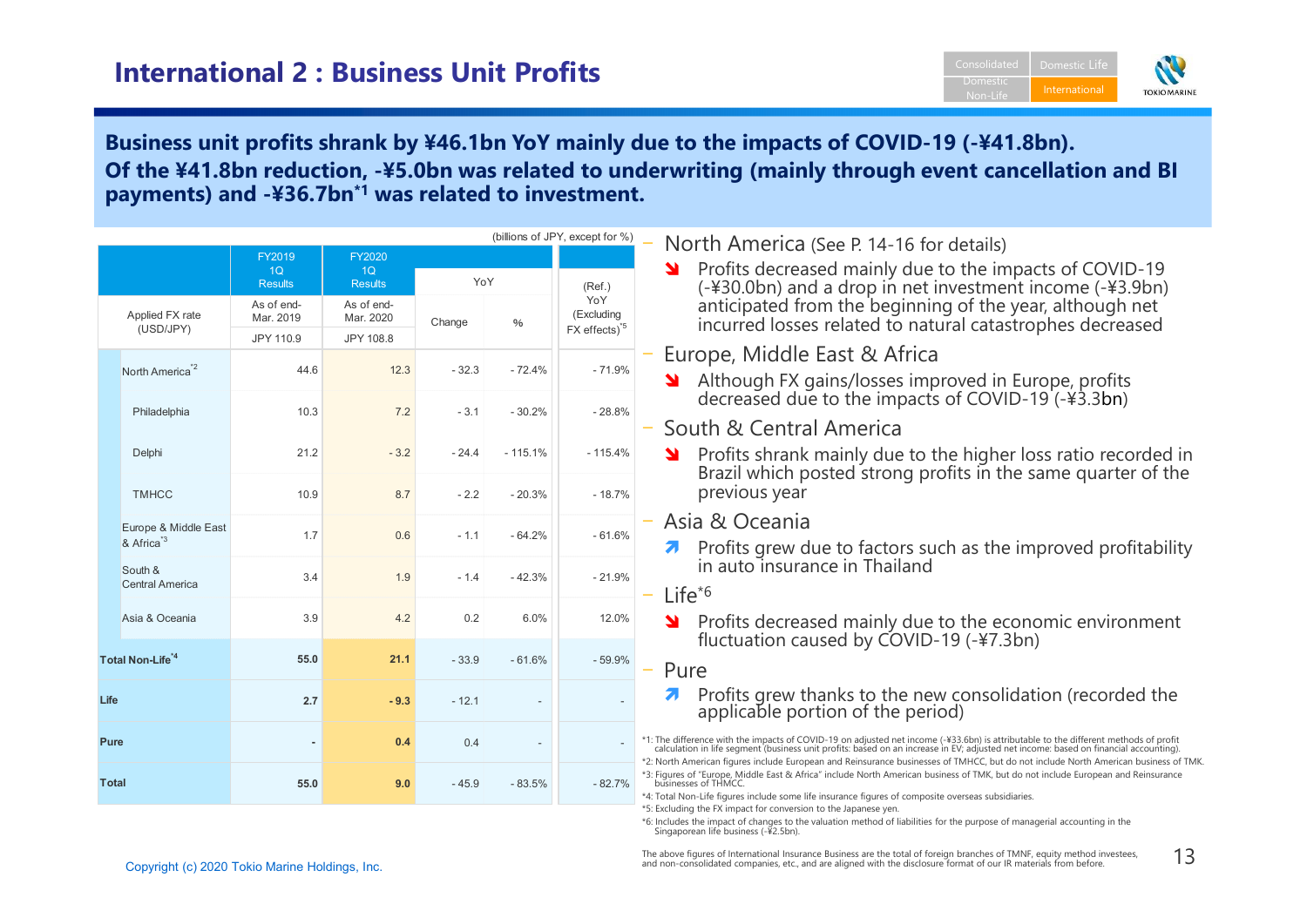# International 2 : Business Unit Profits

**Business unit profits shrank by ¥46.1bn YoY mainly due to the impacts of COVID-19 (-¥41.8bn). Of the ¥41.8bn reduction, -¥5.0bn was related to underwriting (mainly through event cancellation and BI payments) and -¥36.7bn[*1] was related to investment.**

(billions of JPY, except for %)

| | FY2019 1Q Results | FY2020 1Q Results | YoY | | (Ref.) YoY (Excluding FX effects)[*5] |
|---|---|---|---|---|---|
| Applied FX rate (USD/JPY) | As of end-Mar. 2019 JPY 110.9 | As of end-Mar. 2020 JPY 108.8 | Change | % | |
| North America[*2] | 44.6 | 12.3 | - 32.3 | - 72.4% | - 71.9% |
| Philadelphia | 10.3 | 7.2 | - 3.1 | - 30.2% | - 28.8% |
| Delphi | 21.2 | - 3.2 | - 24.4 | - 115.1% | - 115.4% |
| TMHCC | 10.9 | 8.7 | - 2.2 | - 20.3% | - 18.7% |
| Europe & Middle East & Africa[*3] | 1.7 | 0.6 | - 1.1 | - 64.2% | - 61.6% |
| South & Central America | 3.4 | 1.9 | - 1.4 | - 42.3% | - 21.9% |
| Asia & Oceania | 3.9 | 4.2 | 0.2 | 6.0% | 12.0% |
| **Total Non-Life[*4]** | **55.0** | **21.1** | - 33.9 | - 61.6% | - 59.9% |
| **Life** | **2.7** | **- 9.3** | - 12.1 | - | - |
| **Pure** | **-** | **0.4** | 0.4 | - | - |
| **Total** | **55.0** | **9.0** | - 45.9 | - 83.5% | - 82.7% |

- North America (See P. 14-16 for details)
  - Profits decreased mainly due to the impacts of COVID-19 (-¥30.0bn) and a drop in net investment income (-¥3.9bn) anticipated from the beginning of the year, although net incurred losses related to natural catastrophes decreased
- Europe, Middle East & Africa
  - Although FX gains/losses improved in Europe, profits decreased due to the impacts of COVID-19 (-¥3.3bn)
- South & Central America
  - Profits shrank mainly due to the higher loss ratio recorded in Brazil which posted strong profits in the same quarter of the previous year
- Asia & Oceania
  - Profits grew due to factors such as the improved profitability in auto insurance in Thailand
- Life[*6]
  - Profits decreased mainly due to the economic environment fluctuation caused by COVID-19 (-¥7.3bn)
- Pure
  - Profits grew thanks to the new consolidation (recorded the applicable portion of the period)

*1: The difference with the impacts of COVID-19 on adjusted net income (-¥33.6bn) is attributable to the different methods of profit calculation in life segment (business unit profits: based on an increase in EV; adjusted net income: based on financial accounting).
*2: North American figures include European and Reinsurance businesses of TMHCC, but do not include North American business of TMK.
*3: Figures of "Europe, Middle East & Africa" include North American business of TMK, but do not include European and Reinsurance businesses of THMCC.
*4: Total Non-Life figures include some life insurance figures of composite overseas subsidiaries.
*5: Excluding the FX impact for conversion to the Japanese yen.
*6: Includes the impact of changes to the valuation method of liabilities for the purpose of managerial accounting in the Singaporean life business (-¥2.5bn).

The above figures of International Insurance Business are the total of foreign branches of TMNF, equity method investees, and non-consolidated companies, etc., and are aligned with the disclosure format of our IR materials from before.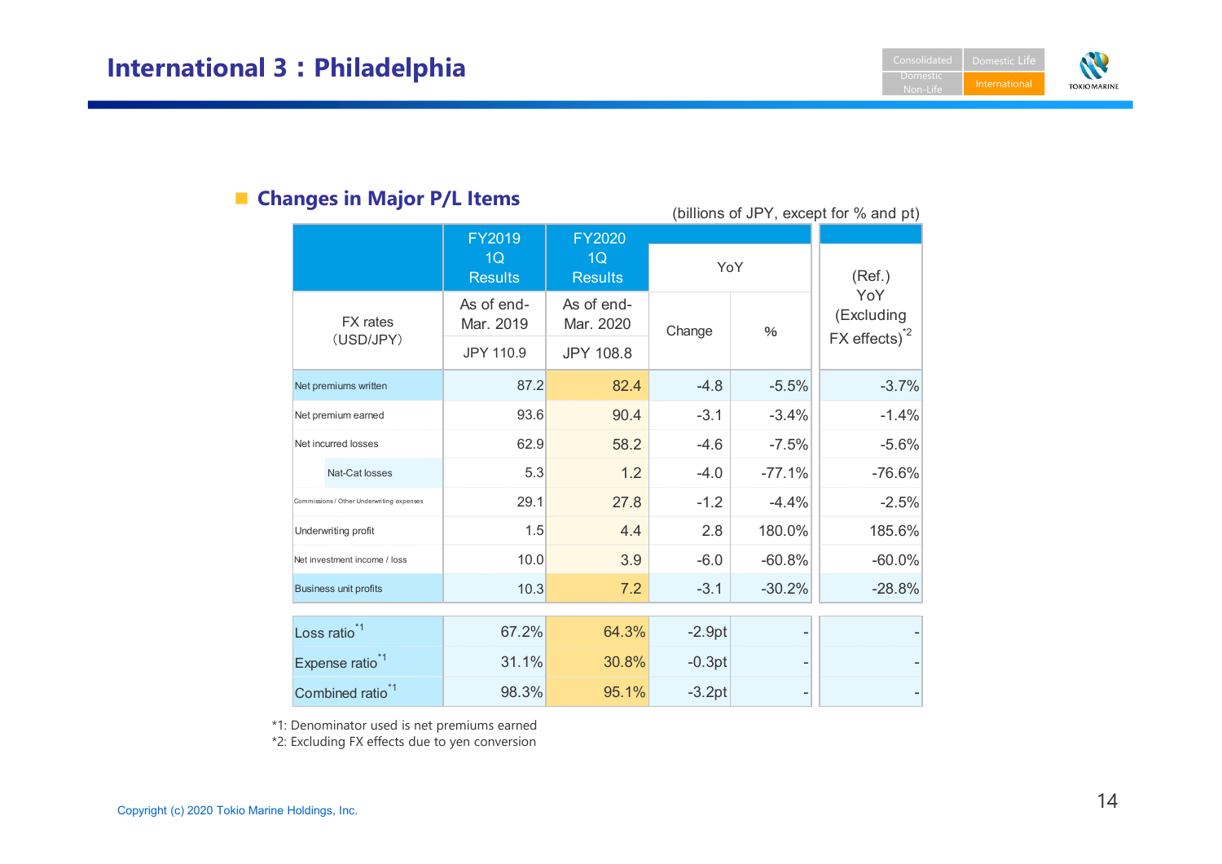# International 3 : Philadelphia

## Changes in Major P/L Items

(billions of JPY, except for % and pt)

| | FY2019 1Q Results | FY2020 1Q Results | YoY | | (Ref.) YoY (Excluding FX effects)[*2] |
|---|---|---|---|---|---|
| FX rates (USD/JPY) | As of end-Mar. 2019 JPY 110.9 | As of end-Mar. 2020 JPY 108.8 | Change | % | |
| Net premiums written | 87.2 | 82.4 | -4.8 | -5.5% | -3.7% |
| Net premium earned | 93.6 | 90.4 | -3.1 | -3.4% | -1.4% |
| Net incurred losses | 62.9 | 58.2 | -4.6 | -7.5% | -5.6% |
| Nat-Cat losses | 5.3 | 1.2 | -4.0 | -77.1% | -76.6% |
| Commissions / Other Underwriting expenses | 29.1 | 27.8 | -1.2 | -4.4% | -2.5% |
| Underwriting profit | 1.5 | 4.4 | 2.8 | 180.0% | 185.6% |
| Net investment income / loss | 10.0 | 3.9 | -6.0 | -60.8% | -60.0% |
| Business unit profits | 10.3 | 7.2 | -3.1 | -30.2% | -28.8% |
| Loss ratio[*1] | 67.2% | 64.3% | -2.9pt | - | - |
| Expense ratio[*1] | 31.1% | 30.8% | -0.3pt | - | - |
| Combined ratio[*1] | 98.3% | 95.1% | -3.2pt | - | - |

*1: Denominator used is net premiums earned
*2: Excluding FX effects due to yen conversion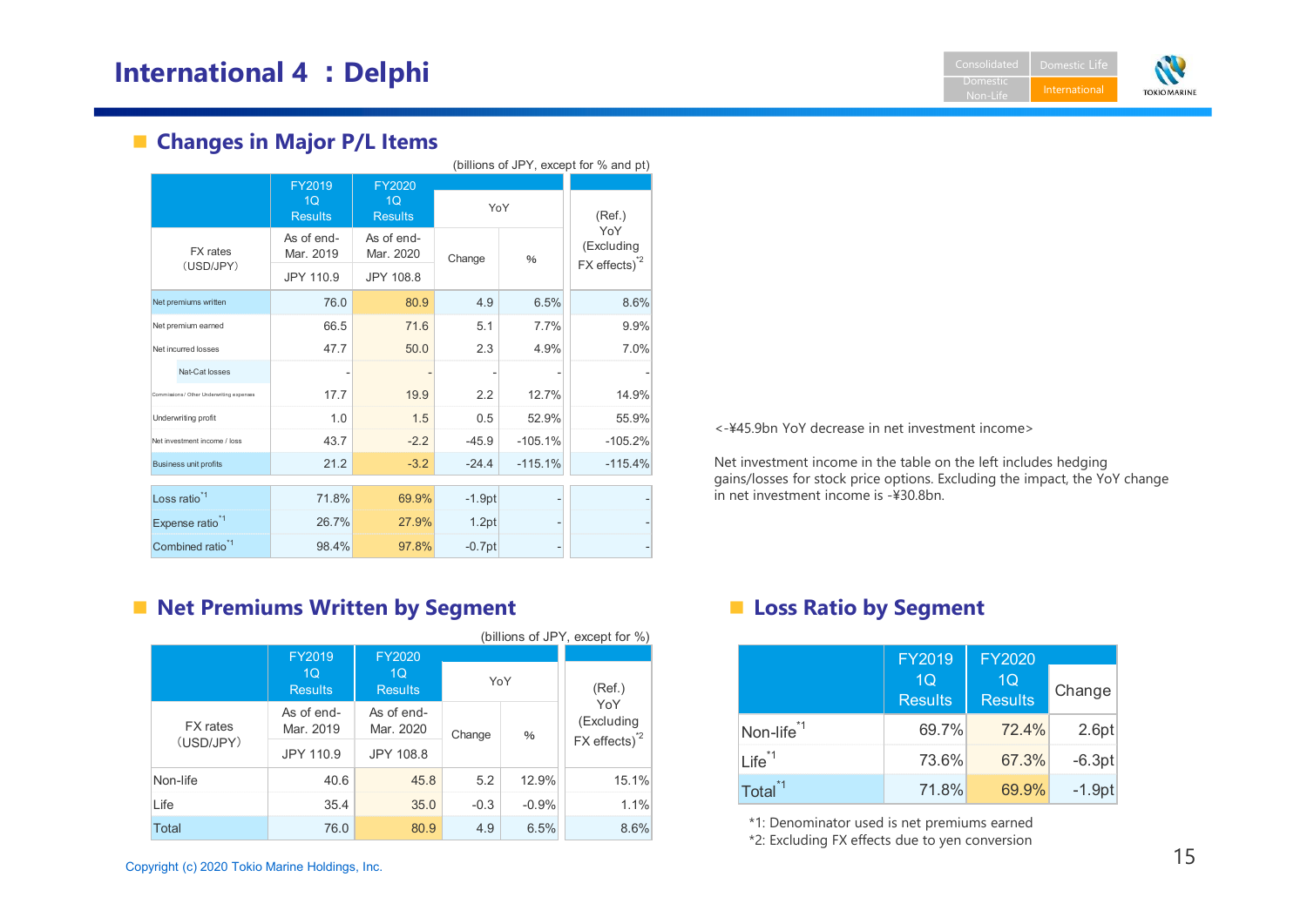# International 4 : Delphi

## Changes in Major P/L Items

(billions of JPY, except for % and pt)

| | FY2019 1Q Results | FY2020 1Q Results | YoY | | (Ref.) YoY (Excluding FX effects)[*2] |
|---|---|---|---|---|---|
| FX rates (USD/JPY) | As of end-Mar. 2019 | As of end-Mar. 2020 | Change | % | |
| | JPY 110.9 | JPY 108.8 | | | |
| Net premiums written | 76.0 | 80.9 | 4.9 | 6.5% | 8.6% |
| Net premium earned | 66.5 | 71.6 | 5.1 | 7.7% | 9.9% |
| Net incurred losses | 47.7 | 50.0 | 2.3 | 4.9% | 7.0% |
| Nat-Cat losses | - | - | - | - | - |
| Commissions / Other Underwriting expenses | 17.7 | 19.9 | 2.2 | 12.7% | 14.9% |
| Underwriting profit | 1.0 | 1.5 | 0.5 | 52.9% | 55.9% |
| Net investment income / loss | 43.7 | -2.2 | -45.9 | -105.1% | -105.2% |
| Business unit profits | 21.2 | -3.2 | -24.4 | -115.1% | -115.4% |
| Loss ratio[*1] | 71.8% | 69.9% | -1.9pt | - | - |
| Expense ratio[*1] | 26.7% | 27.9% | 1.2pt | - | - |
| Combined ratio[*1] | 98.4% | 97.8% | -0.7pt | - | - |

<-¥45.9bn YoY decrease in net investment income>

Net investment income in the table on the left includes hedging gains/losses for stock price options. Excluding the impact, the YoY change in net investment income is -¥30.8bn.

## Net Premiums Written by Segment

(billions of JPY, except for %)

| | FY2019 1Q Results | FY2020 1Q Results | YoY | | (Ref.) YoY (Excluding FX effects)[*2] |
|---|---|---|---|---|---|
| FX rates (USD/JPY) | As of end-Mar. 2019 | As of end-Mar. 2020 | Change | % | |
| | JPY 110.9 | JPY 108.8 | | | |
| Non-life | 40.6 | 45.8 | 5.2 | 12.9% | 15.1% |
| Life | 35.4 | 35.0 | -0.3 | -0.9% | 1.1% |
| Total | 76.0 | 80.9 | 4.9 | 6.5% | 8.6% |

## Loss Ratio by Segment

| | FY2019 1Q Results | FY2020 1Q Results | Change |
|---|---|---|---|
| Non-life[*1] | 69.7% | 72.4% | 2.6pt |
| Life[*1] | 73.6% | 67.3% | -6.3pt |
| Total[*1] | 71.8% | 69.9% | -1.9pt |

*1: Denominator used is net premiums earned

*2: Excluding FX effects due to yen conversion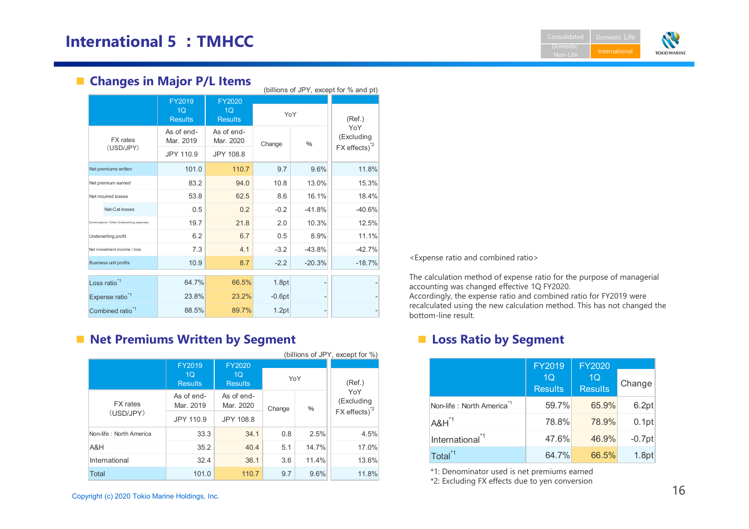# International 5 : TMHCC

## Changes in Major P/L Items

(billions of JPY, except for % and pt)

| | FY2019 1Q Results | FY2020 1Q Results | YoY | | (Ref.) YoY (Excluding FX effects)[*2] |
|---|---|---|---|---|---|
| FX rates (USD/JPY) | As of end-Mar. 2019 JPY 110.9 | As of end-Mar. 2020 JPY 108.8 | Change | % | |
| Net premiums written | 101.0 | 110.7 | 9.7 | 9.6% | 11.8% |
| Net premium earned | 83.2 | 94.0 | 10.8 | 13.0% | 15.3% |
| Net incurred losses | 53.8 | 62.5 | 8.6 | 16.1% | 18.4% |
| Nat-Cat losses | 0.5 | 0.2 | -0.2 | -41.8% | -40.6% |
| Commissions / Other Underwriting expenses | 19.7 | 21.8 | 2.0 | 10.3% | 12.5% |
| Underwriting profit | 6.2 | 6.7 | 0.5 | 8.9% | 11.1% |
| Net investment income / loss | 7.3 | 4.1 | -3.2 | -43.8% | -42.7% |
| Business unit profits | 10.9 | 8.7 | -2.2 | -20.3% | -18.7% |
| Loss ratio[*1] | 64.7% | 66.5% | 1.8pt | - | - |
| Expense ratio[*1] | 23.8% | 23.2% | -0.6pt | - | - |
| Combined ratio[*1] | 88.5% | 89.7% | 1.2pt | - | - |

<Expense ratio and combined ratio>

The calculation method of expense ratio for the purpose of managerial accounting was changed effective 1Q FY2020.
Accordingly, the expense ratio and combined ratio for FY2019 were recalculated using the new calculation method. This has not changed the bottom-line result.

## Net Premiums Written by Segment

(billions of JPY, except for %)

| | FY2019 1Q Results | FY2020 1Q Results | YoY | | (Ref.) YoY (Excluding FX effects)[*2] |
|---|---|---|---|---|---|
| FX rates (USD/JPY) | As of end-Mar. 2019 JPY 110.9 | As of end-Mar. 2020 JPY 108.8 | Change | % | |
| Non-life : North America | 33.3 | 34.1 | 0.8 | 2.5% | 4.5% |
| A&H | 35.2 | 40.4 | 5.1 | 14.7% | 17.0% |
| International | 32.4 | 36.1 | 3.6 | 11.4% | 13.6% |
| Total | 101.0 | 110.7 | 9.7 | 9.6% | 11.8% |

## Loss Ratio by Segment

| | FY2019 1Q Results | FY2020 1Q Results | Change |
|---|---|---|---|
| Non-life : North America[*1] | 59.7% | 65.9% | 6.2pt |
| A&H[*1] | 78.8% | 78.9% | 0.1pt |
| International[*1] | 47.6% | 46.9% | -0.7pt |
| Total[*1] | 64.7% | 66.5% | 1.8pt |

*1: Denominator used is net premiums earned
*2: Excluding FX effects due to yen conversion

Copyright (c) 2020 Tokio Marine Holdings, Inc.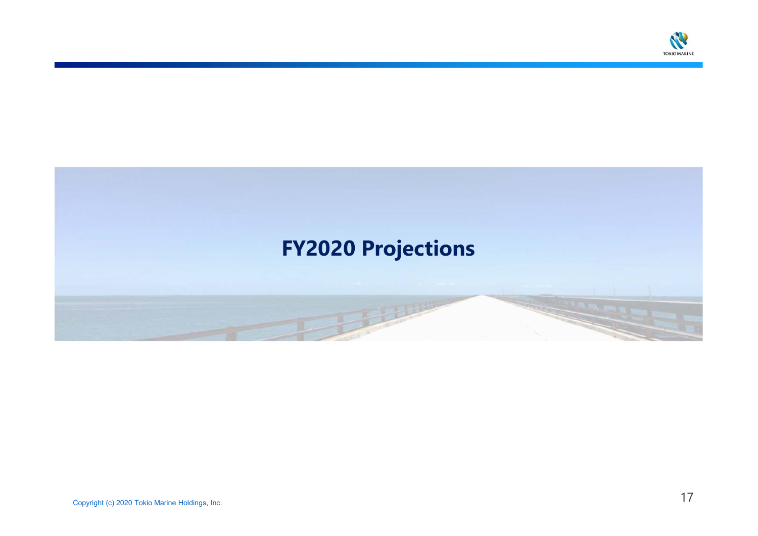# FY2020 Projections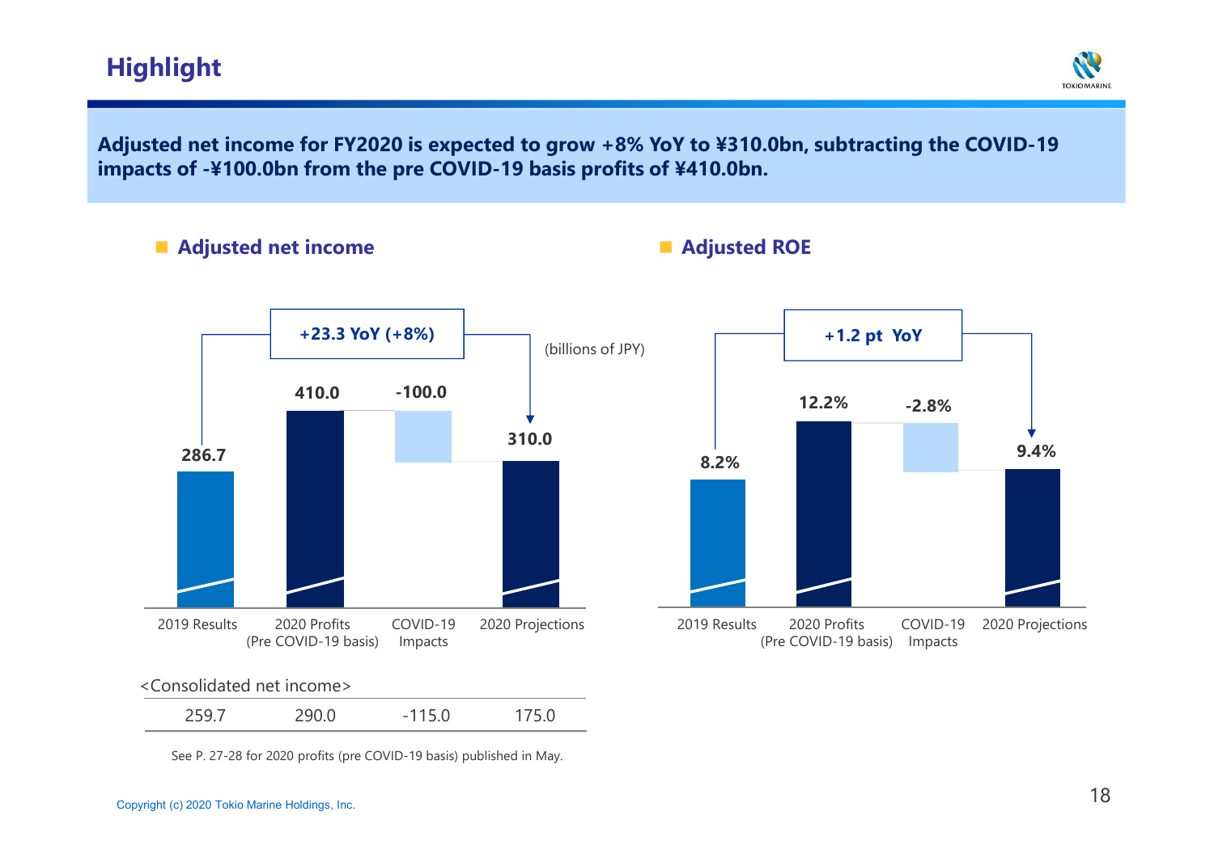# Highlight

**Adjusted net income for FY2020 is expected to grow +8% YoY to ¥310.0bn, subtracting the COVID-19 impacts of -¥100.0bn from the pre COVID-19 basis profits of ¥410.0bn.**

## Adjusted net income

(billions of JPY)

**+23.3 YoY (+8%)**

| | 2019 Results | 2020 Profits (Pre COVID-19 basis) | COVID-19 Impacts | 2020 Projections |
|---|---|---|---|---|
| Adjusted net income | 286.7 | 410.0 | -100.0 | 310.0 |
| <Consolidated net income> | 259.7 | 290.0 | -115.0 | 175.0 |

See P. 27-28 for 2020 profits (pre COVID-19 basis) published in May.

## Adjusted ROE

**+1.2 pt YoY**

| 2019 Results | 2020 Profits (Pre COVID-19 basis) | COVID-19 Impacts | 2020 Projections |
|---|---|---|---|
| 8.2% | 12.2% | -2.8% | 9.4% |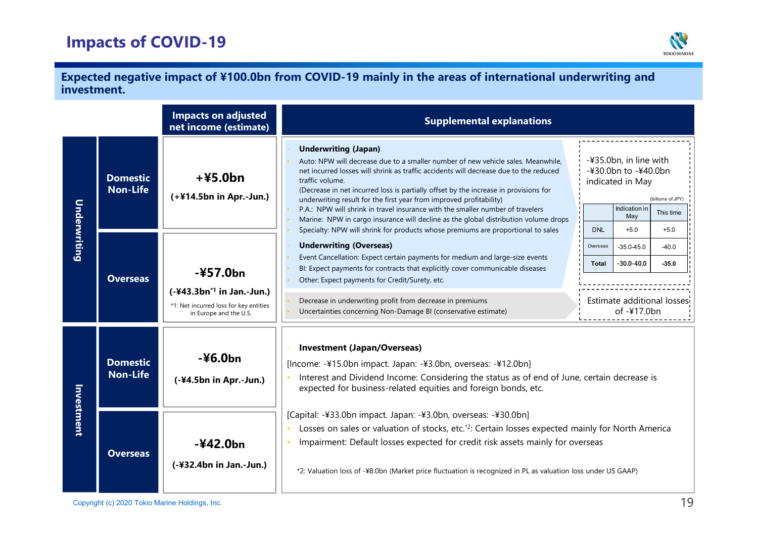# Impacts of COVID-19

**Expected negative impact of ¥100.0bn from COVID-19 mainly in the areas of international underwriting and investment.**

| | | Impacts on adjusted net income (estimate) | Supplemental explanations |
|---|---|---|---|
| Underwriting | Domestic Non-Life | **+¥5.0bn** (+¥14.5bn in Apr.-Jun.) | See Underwriting (Japan) below |
| | Overseas | **-¥57.0bn** (-¥43.3bn[*1] in Jan.-Jun.) *1: Net incurred loss for key entities in Europe and the U.S. | See Underwriting (Overseas) below |
| Investment | Domestic Non-Life | **-¥6.0bn** (-¥4.5bn in Apr.-Jun.) | See Investment (Japan/Overseas) below |
| | Overseas | **-¥42.0bn** (-¥32.4bn in Jan.-Jun.) | See Investment (Japan/Overseas) below |

## Underwriting

**Underwriting (Japan)**

- Auto: NPW will decrease due to a smaller number of new vehicle sales. Meanwhile, net incurred losses will shrink as traffic accidents will decrease due to the reduced traffic volume.
  (Decrease in net incurred loss is partially offset by the increase in provisions for underwriting result for the first year from improved profitability)
- P.A.: NPW will shrink in travel insurance with the smaller number of travelers
- Marine: NPW in cargo insurance will decline as the global distribution volume drops
- Specialty: NPW will shrink for products whose premiums are proportional to sales

**Underwriting (Overseas)**

- Event Cancellation: Expect certain payments for medium and large-size events
- BI: Expect payments for contracts that explicitly cover communicable diseases
- Other: Expect payments for Credit/Surety, etc.

-¥35.0bn, in line with -¥30.0bn to -¥40.0bn indicated in May

(billions of JPY)

| | Indication in May | This time |
|---|---|---|
| DNL | +5.0 | +5.0 |
| Overseas | -35.0-45.0 | -40.0 |
| **Total** | **-30.0-40.0** | **-35.0** |

- Decrease in underwriting profit from decrease in premiums
- Uncertainties concerning Non-Damage BI (conservative estimate)

Estimate additional losses of -¥17.0bn

## Investment

**Investment (Japan/Overseas)**

[Income: -¥15.0bn impact. Japan: -¥3.0bn, overseas: -¥12.0bn]

- Interest and Dividend Income: Considering the status as of end of June, certain decrease is expected for business-related equities and foreign bonds, etc.

[Capital: -¥33.0bn impact. Japan: -¥3.0bn, overseas: -¥30.0bn]

- Losses on sales or valuation of stocks, etc.[*2]: Certain losses expected mainly for North America
- Impairment: Default losses expected for credit risk assets mainly for overseas

*2: Valuation loss of -¥8.0bn (Market price fluctuation is recognized in PL as valuation loss under US GAAP)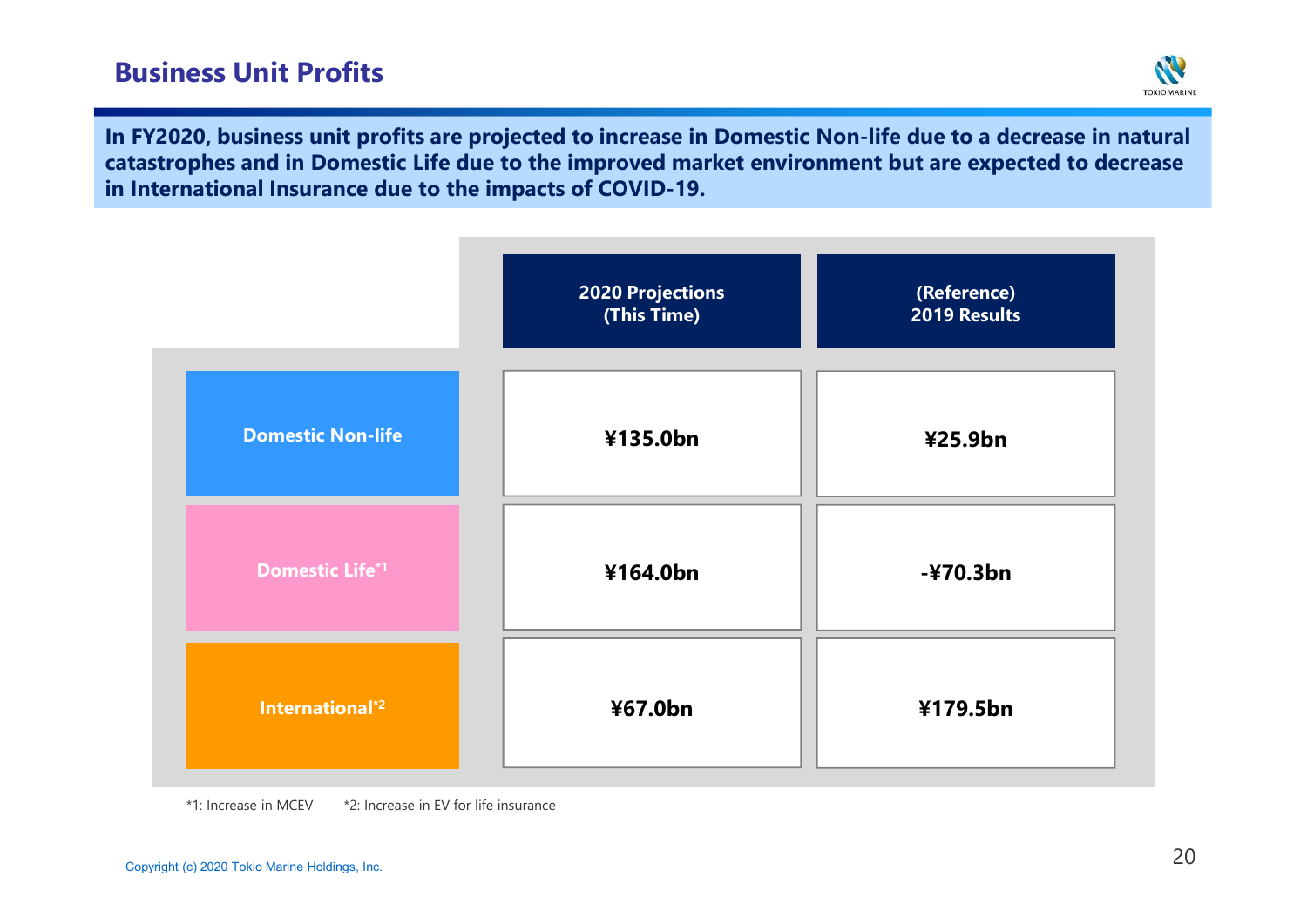# Business Unit Profits

**In FY2020, business unit profits are projected to increase in Domestic Non-life due to a decrease in natural catastrophes and in Domestic Life due to the improved market environment but are expected to decrease in International Insurance due to the impacts of COVID-19.**

| | 2020 Projections (This Time) | (Reference) 2019 Results |
|---|---|---|
| Domestic Non-life | ¥135.0bn | ¥25.9bn |
| Domestic Life*1 | ¥164.0bn | -¥70.3bn |
| International*2 | ¥67.0bn | ¥179.5bn |

*1: Increase in MCEV *2: Increase in EV for life insurance

Copyright (c) 2020 Tokio Marine Holdings, Inc.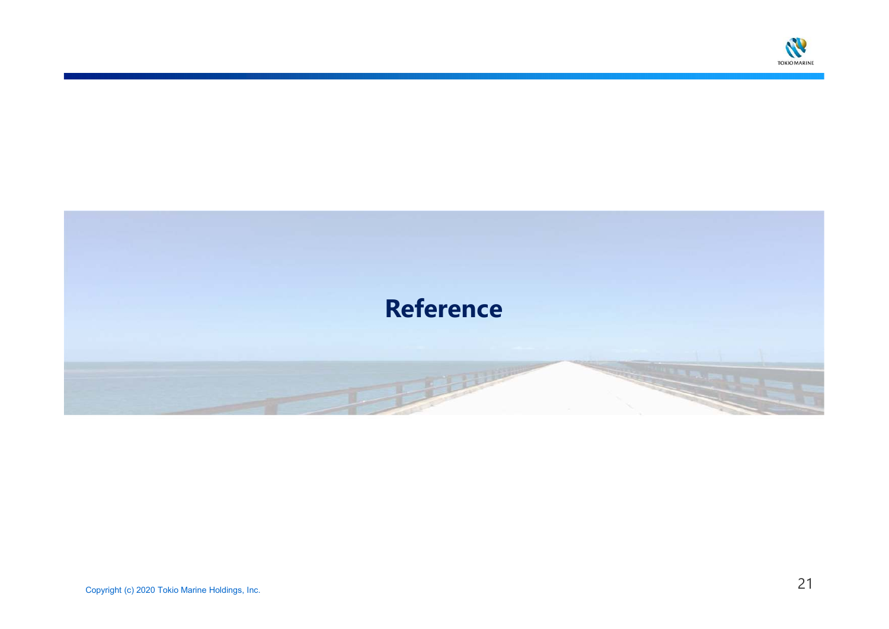# Reference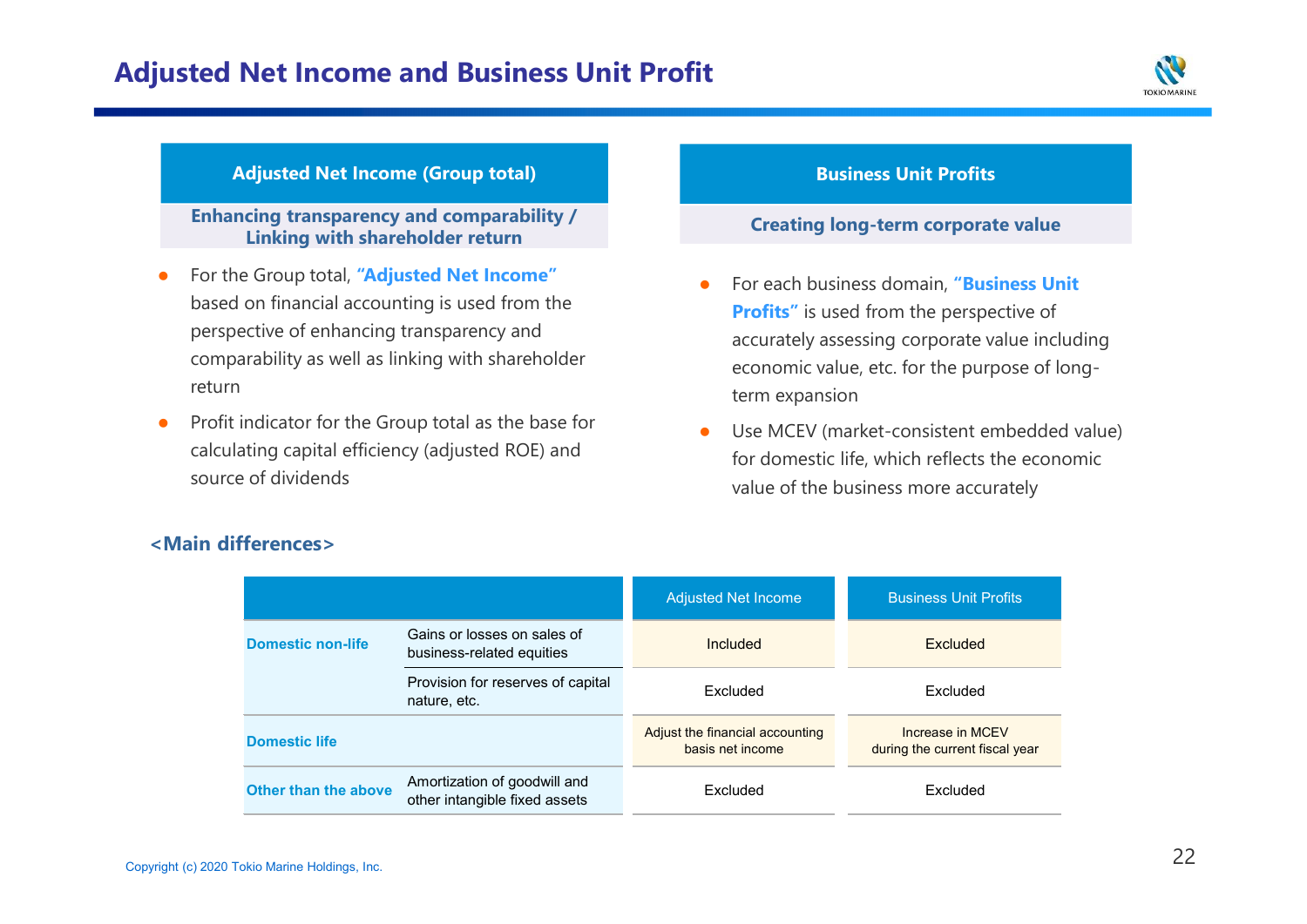# Adjusted Net Income and Business Unit Profit

## Adjusted Net Income (Group total)

**Enhancing transparency and comparability / Linking with shareholder return**

- For the Group total, **"Adjusted Net Income"** based on financial accounting is used from the perspective of enhancing transparency and comparability as well as linking with shareholder return
- Profit indicator for the Group total as the base for calculating capital efficiency (adjusted ROE) and source of dividends

## Business Unit Profits

**Creating long-term corporate value**

- For each business domain, **"Business Unit Profits"** is used from the perspective of accurately assessing corporate value including economic value, etc. for the purpose of long-term expansion
- Use MCEV (market-consistent embedded value) for domestic life, which reflects the economic value of the business more accurately

### <Main differences>

| | | Adjusted Net Income | Business Unit Profits |
|---|---|---|---|
| **Domestic non-life** | Gains or losses on sales of business-related equities | Included | Excluded |
| | Provision for reserves of capital nature, etc. | Excluded | Excluded |
| **Domestic life** | | Adjust the financial accounting basis net income | Increase in MCEV during the current fiscal year |
| **Other than the above** | Amortization of goodwill and other intangible fixed assets | Excluded | Excluded |

Copyright (c) 2020 Tokio Marine Holdings, Inc.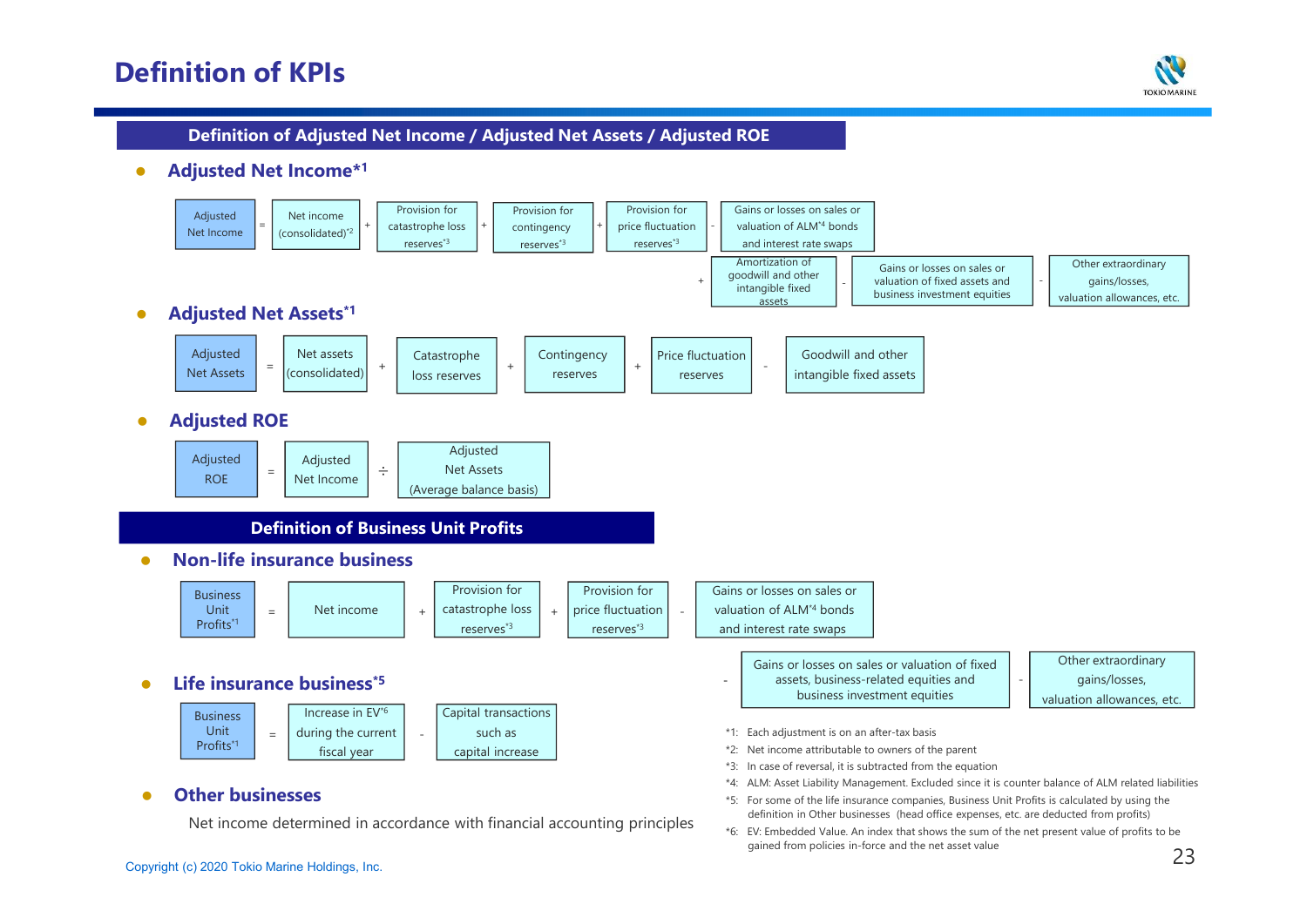# Definition of KPIs

## Definition of Adjusted Net Income / Adjusted Net Assets / Adjusted ROE

### Adjusted Net Income*1

Adjusted Net Income = Net income (consolidated)*2 + Provision for catastrophe loss reserves*3 + Provision for contingency reserves*3 + Provision for price fluctuation reserves*3 - Gains or losses on sales or valuation of ALM*4 bonds and interest rate swaps + Amortization of goodwill and other intangible fixed assets - Gains or losses on sales or valuation of fixed assets and business investment equities - Other extraordinary gains/losses, valuation allowances, etc.

### Adjusted Net Assets*1

Adjusted Net Assets = Net assets (consolidated) + Catastrophe loss reserves + Contingency reserves + Price fluctuation reserves - Goodwill and other intangible fixed assets

### Adjusted ROE

Adjusted ROE = Adjusted Net Income ÷ Adjusted Net Assets (Average balance basis)

## Definition of Business Unit Profits

### Non-life insurance business

Business Unit Profits*1 = Net income + Provision for catastrophe loss reserves*3 + Provision for price fluctuation reserves*3 - Gains or losses on sales or valuation of ALM*4 bonds and interest rate swaps - Gains or losses on sales or valuation of fixed assets, business-related equities and business investment equities - Other extraordinary gains/losses, valuation allowances, etc.

### Life insurance business*5

Business Unit Profits*1 = Increase in EV*6 during the current fiscal year - Capital transactions such as capital increase

### Other businesses

Net income determined in accordance with financial accounting principles

*1: Each adjustment is on an after-tax basis
*2: Net income attributable to owners of the parent
*3: In case of reversal, it is subtracted from the equation
*4: ALM: Asset Liability Management. Excluded since it is counter balance of ALM related liabilities
*5: For some of the life insurance companies, Business Unit Profits is calculated by using the definition in Other businesses (head office expenses, etc. are deducted from profits)
*6: EV: Embedded Value. An index that shows the sum of the net present value of profits to be gained from policies in-force and the net asset value

Copyright (c) 2020 Tokio Marine Holdings, Inc.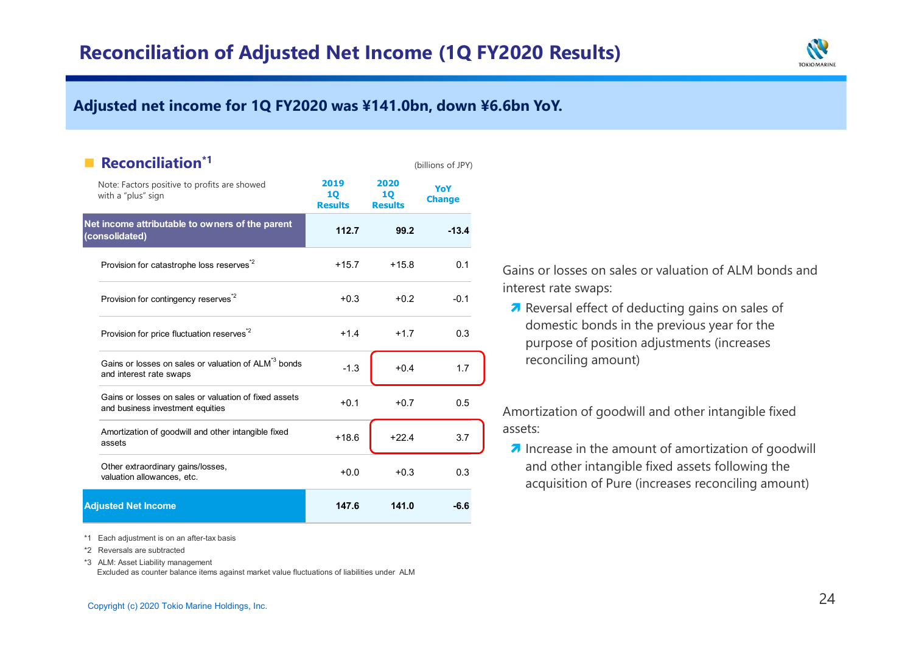# Reconciliation of Adjusted Net Income (1Q FY2020 Results)

**Adjusted net income for 1Q FY2020 was ¥141.0bn, down ¥6.6bn YoY.**

## Reconciliation[*1]

(billions of JPY)

| Note: Factors positive to profits are showed with a "plus" sign | 2019 1Q Results | 2020 1Q Results | YoY Change |
|---|---|---|---|
| **Net income attributable to owners of the parent (consolidated)** | **112.7** | **99.2** | **-13.4** |
| Provision for catastrophe loss reserves[*2] | +15.7 | +15.8 | 0.1 |
| Provision for contingency reserves[*2] | +0.3 | +0.2 | -0.1 |
| Provision for price fluctuation reserves[*2] | +1.4 | +1.7 | 0.3 |
| Gains or losses on sales or valuation of ALM[*3] bonds and interest rate swaps | -1.3 | +0.4 | 1.7 |
| Gains or losses on sales or valuation of fixed assets and business investment equities | +0.1 | +0.7 | 0.5 |
| Amortization of goodwill and other intangible fixed assets | +18.6 | +22.4 | 3.7 |
| Other extraordinary gains/losses, valuation allowances, etc. | +0.0 | +0.3 | 0.3 |
| **Adjusted Net Income** | **147.6** | **141.0** | **-6.6** |

*1 Each adjustment is on an after-tax basis
*2 Reversals are subtracted
*3 ALM: Asset Liability management
Excluded as counter balance items against market value fluctuations of liabilities under ALM

Gains or losses on sales or valuation of ALM bonds and interest rate swaps:

- ↗ Reversal effect of deducting gains on sales of domestic bonds in the previous year for the purpose of position adjustments (increases reconciling amount)

Amortization of goodwill and other intangible fixed assets:

- ↗ Increase in the amount of amortization of goodwill and other intangible fixed assets following the acquisition of Pure (increases reconciling amount)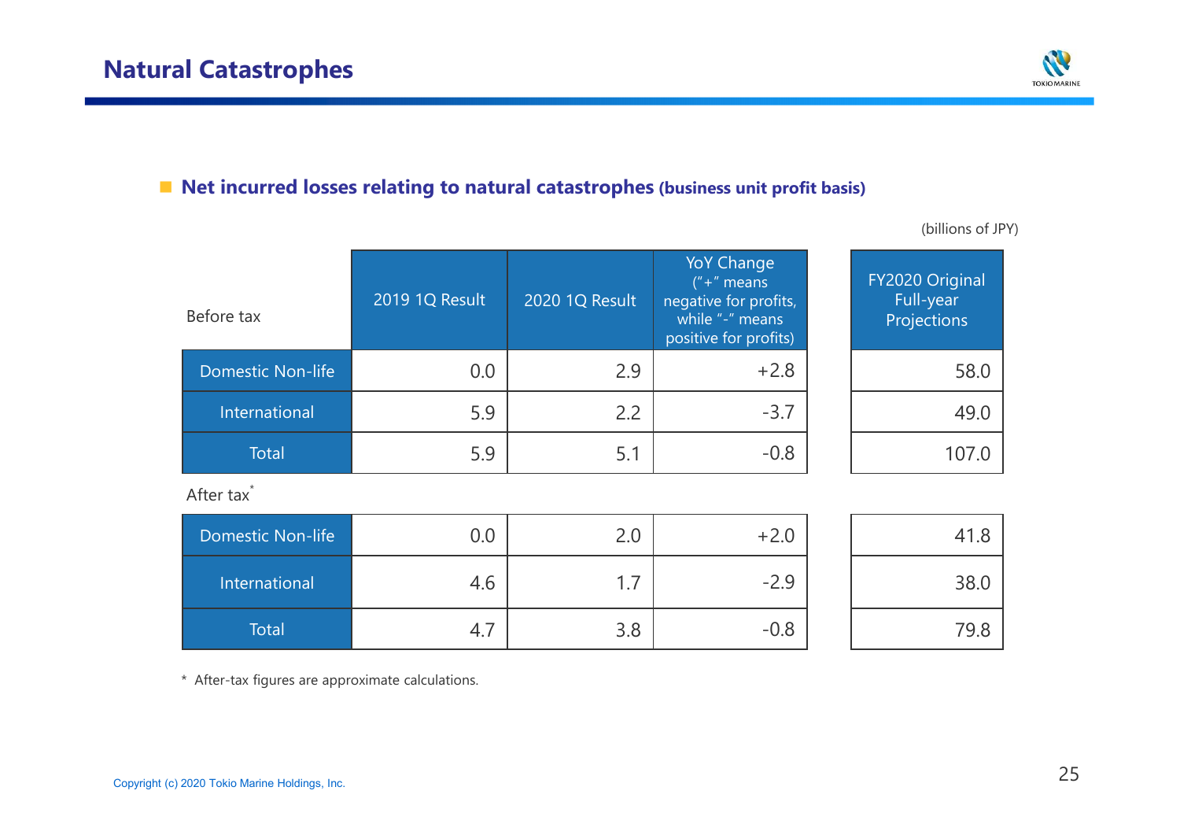# Natural Catastrophes

## Net incurred losses relating to natural catastrophes (business unit profit basis)

(billions of JPY)

| Before tax | 2019 1Q Result | 2020 1Q Result | YoY Change ("+" means negative for profits, while "-" means positive for profits) | FY2020 Original Full-year Projections |
|---|---|---|---|---|
| Domestic Non-life | 0.0 | 2.9 | +2.8 | 58.0 |
| International | 5.9 | 2.2 | -3.7 | 49.0 |
| Total | 5.9 | 5.1 | -0.8 | 107.0 |

| After tax* | 2019 1Q Result | 2020 1Q Result | YoY Change ("+" means negative for profits, while "-" means positive for profits) | FY2020 Original Full-year Projections |
|---|---|---|---|---|
| Domestic Non-life | 0.0 | 2.0 | +2.0 | 41.8 |
| International | 4.6 | 1.7 | -2.9 | 38.0 |
| Total | 4.7 | 3.8 | -0.8 | 79.8 |

\* After-tax figures are approximate calculations.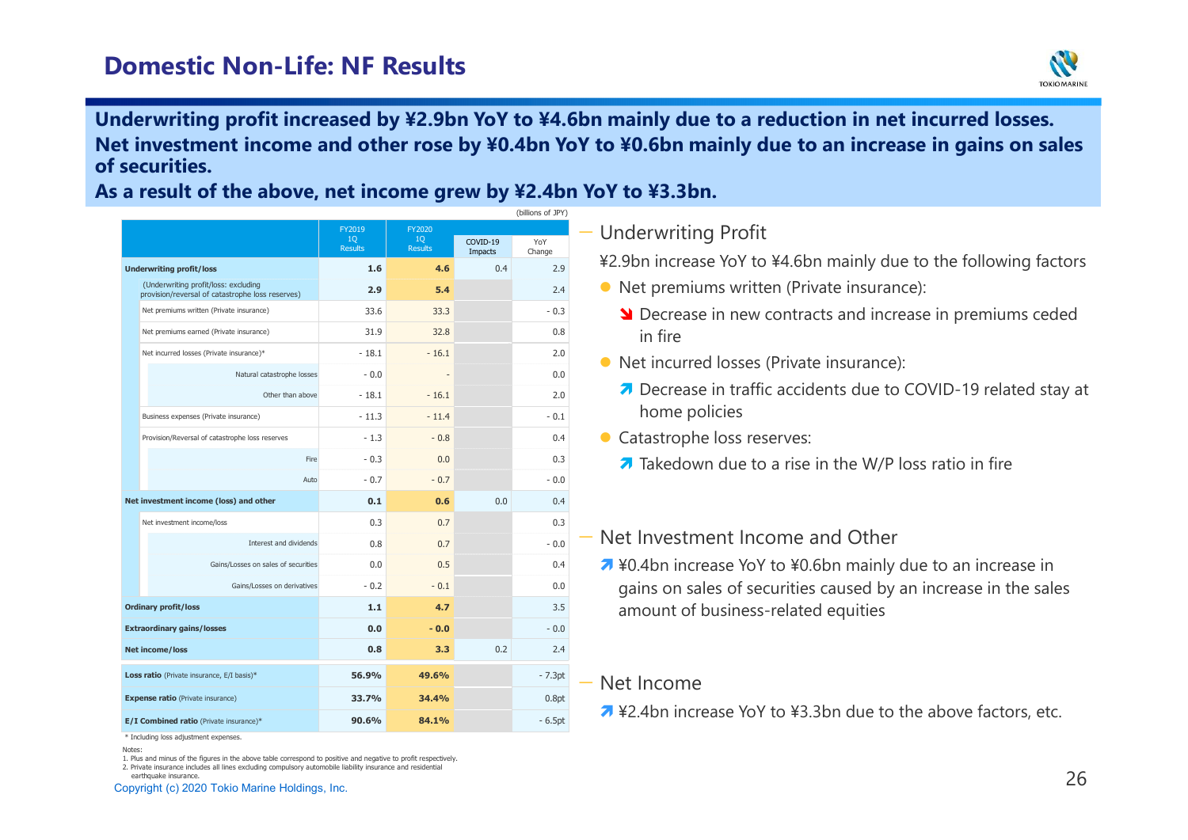# Domestic Non-Life: NF Results

**Underwriting profit increased by ¥2.9bn YoY to ¥4.6bn mainly due to a reduction in net incurred losses.**
**Net investment income and other rose by ¥0.4bn YoY to ¥0.6bn mainly due to an increase in gains on sales of securities.**
**As a result of the above, net income grew by ¥2.4bn YoY to ¥3.3bn.**

(billions of JPY)

| | FY2019 1Q Results | FY2020 1Q Results | COVID-19 Impacts | YoY Change |
|---|---|---|---|---|
| **Underwriting profit/loss** | **1.6** | **4.6** | 0.4 | 2.9 |
| (Underwriting profit/loss: excluding provision/reversal of catastrophe loss reserves) | **2.9** | **5.4** | | 2.4 |
| Net premiums written (Private insurance) | 33.6 | 33.3 | | - 0.3 |
| Net premiums earned (Private insurance) | 31.9 | 32.8 | | 0.8 |
| Net incurred losses (Private insurance)* | - 18.1 | - 16.1 | | 2.0 |
| Natural catastrophe losses | - 0.0 | - | | 0.0 |
| Other than above | - 18.1 | - 16.1 | | 2.0 |
| Business expenses (Private insurance) | - 11.3 | - 11.4 | | - 0.1 |
| Provision/Reversal of catastrophe loss reserves | - 1.3 | - 0.8 | | 0.4 |
| Fire | - 0.3 | 0.0 | | 0.3 |
| Auto | - 0.7 | - 0.7 | | - 0.0 |
| **Net investment income (loss) and other** | **0.1** | **0.6** | 0.0 | 0.4 |
| Net investment income/loss | 0.3 | 0.7 | | 0.3 |
| Interest and dividends | 0.8 | 0.7 | | - 0.0 |
| Gains/Losses on sales of securities | 0.0 | 0.5 | | 0.4 |
| Gains/Losses on derivatives | - 0.2 | - 0.1 | | 0.0 |
| **Ordinary profit/loss** | **1.1** | **4.7** | | 3.5 |
| **Extraordinary gains/losses** | **0.0** | **- 0.0** | | - 0.0 |
| **Net income/loss** | **0.8** | **3.3** | 0.2 | 2.4 |
| **Loss ratio** (Private insurance, E/I basis)* | **56.9%** | **49.6%** | | - 7.3pt |
| **Expense ratio** (Private insurance) | **33.7%** | **34.4%** | | 0.8pt |
| **E/I Combined ratio** (Private insurance)* | **90.6%** | **84.1%** | | - 6.5pt |

\* Including loss adjustment expenses.

Notes:
1. Plus and minus of the figures in the above table correspond to positive and negative to profit respectively.
2. Private insurance includes all lines excluding compulsory automobile liability insurance and residential earthquake insurance.

## Underwriting Profit

¥2.9bn increase YoY to ¥4.6bn mainly due to the following factors

- Net premiums written (Private insurance):
  - ↘ Decrease in new contracts and increase in premiums ceded in fire
- Net incurred losses (Private insurance):
  - ↗ Decrease in traffic accidents due to COVID-19 related stay at home policies
- Catastrophe loss reserves:
  - ↗ Takedown due to a rise in the W/P loss ratio in fire

## Net Investment Income and Other

↗ ¥0.4bn increase YoY to ¥0.6bn mainly due to an increase in gains on sales of securities caused by an increase in the sales amount of business-related equities

## Net Income

↗ ¥2.4bn increase YoY to ¥3.3bn due to the above factors, etc.

Copyright (c) 2020 Tokio Marine Holdings, Inc.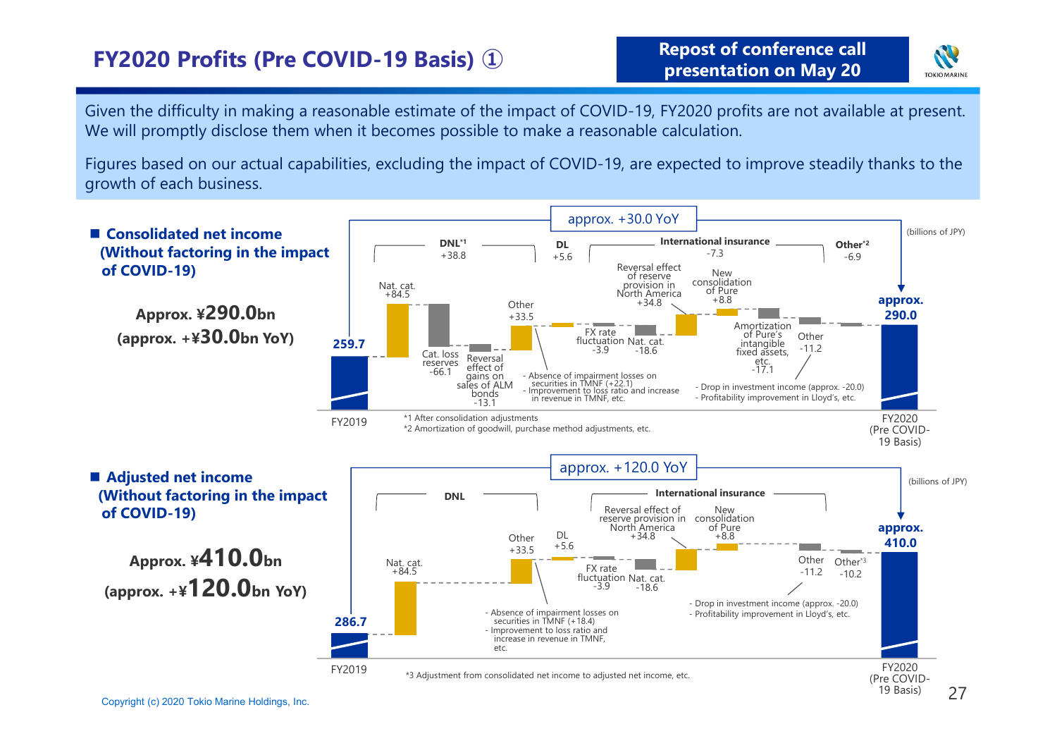# FY2020 Profits (Pre COVID-19 Basis) ①

**Repost of conference call presentation on May 20**

Given the difficulty in making a reasonable estimate of the impact of COVID-19, FY2020 profits are not available at present. We will promptly disclose them when it becomes possible to make a reasonable calculation.

Figures based on our actual capabilities, excluding the impact of COVID-19, are expected to improve steadily thanks to the growth of each business.

## ■ Consolidated net income (Without factoring in the impact of COVID-19)

**Approx. ¥290.0bn (approx. +¥30.0bn YoY)**

approx. +30.0 YoY

(billions of JPY)

| Item | Amount |
|---|---|
| FY2019 | 259.7 |
| **DNL*1** | **+38.8** |
| Nat. cat. | +84.5 |
| Cat. loss reserves | -66.1 |
| Reversal effect of gains on sales of ALM bonds | -13.1 |
| Other | +33.5 |
| **DL** | **+5.6** |
| **International insurance** | **-7.3** |
| FX rate fluctuation | -3.9 |
| Nat. cat. | -18.6 |
| Reversal effect of reserve provision in North America | +34.8 |
| New consolidation of Pure | +8.8 |
| Amortization of Pure's intangible fixed assets, etc. | -17.1 |
| Other | -11.2 |
| **Other*2** | **-6.9** |
| FY2020 (Pre COVID-19 Basis) | approx. 290.0 |

- Absence of impairment losses on securities in TMNF (+22.1)
- Improvement to loss ratio and increase in revenue in TMNF, etc.

- Drop in investment income (approx. -20.0)
- Profitability improvement in Lloyd's, etc.

*1 After consolidation adjustments
*2 Amortization of goodwill, purchase method adjustments, etc.

## ■ Adjusted net income (Without factoring in the impact of COVID-19)

**Approx. ¥410.0bn (approx. +¥120.0bn YoY)**

approx. +120.0 YoY

(billions of JPY)

| Item | Amount |
|---|---|
| FY2019 | 286.7 |
| **DNL** | |
| Nat. cat. | +84.5 |
| Other | +33.5 |
| DL | +5.6 |
| **International insurance** | |
| FX rate fluctuation | -3.9 |
| Nat. cat. | -18.6 |
| Reversal effect of reserve provision in North America | +34.8 |
| New consolidation of Pure | +8.8 |
| Other | -11.2 |
| Other*3 | -10.2 |
| FY2020 (Pre COVID-19 Basis) | approx. 410.0 |

- Absence of impairment losses on securities in TMNF (+18.4)
- Improvement to loss ratio and increase in revenue in TMNF, etc.

- Drop in investment income (approx. -20.0)
- Profitability improvement in Lloyd's, etc.

*3 Adjustment from consolidated net income to adjusted net income, etc.

Copyright (c) 2020 Tokio Marine Holdings, Inc.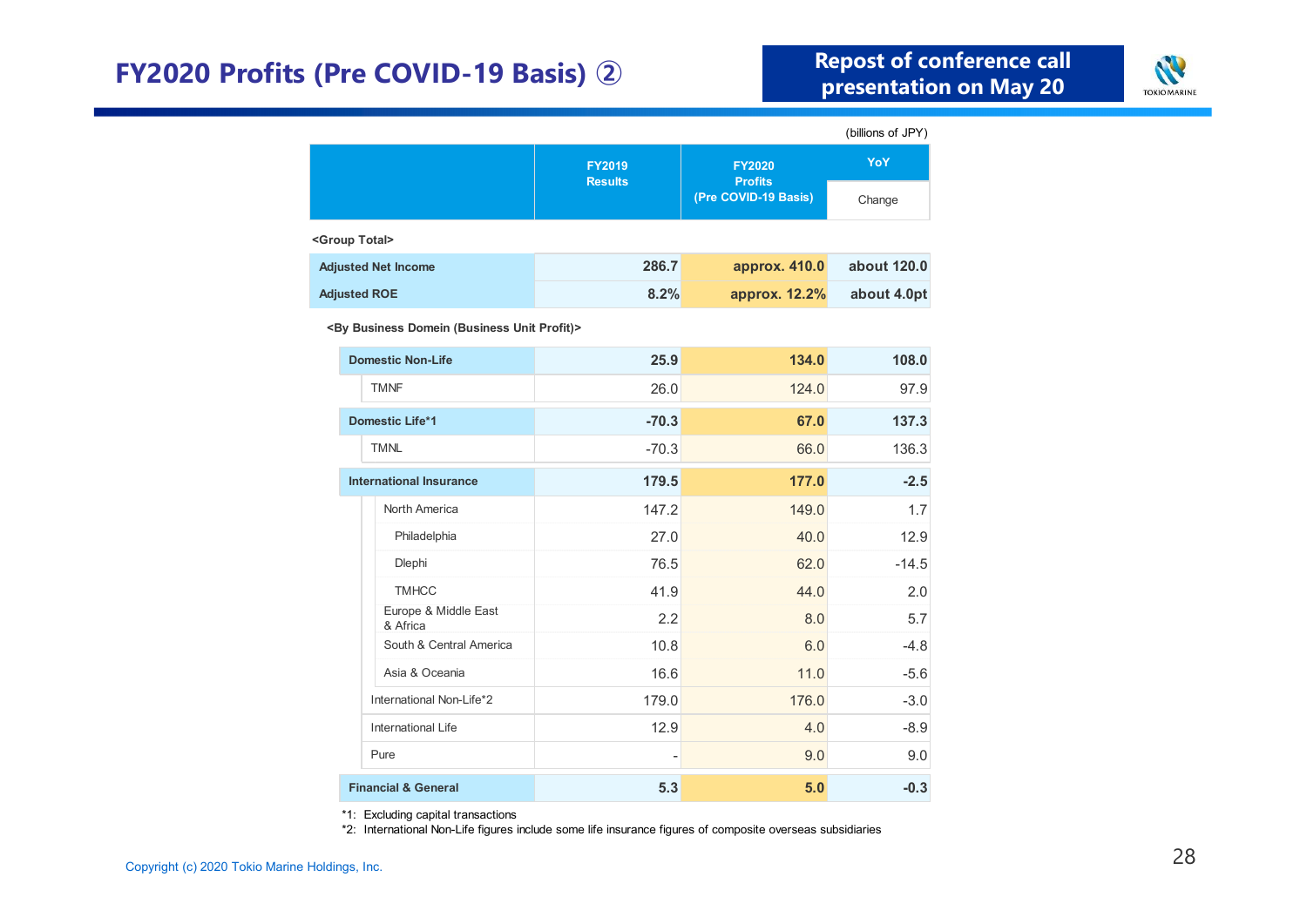# FY2020 Profits (Pre COVID-19 Basis) ②

**Repost of conference call presentation on May 20**

(billions of JPY)

| | FY2019 Results | FY2020 Profits (Pre COVID-19 Basis) | YoY Change |
|---|---|---|---|
| **<Group Total>** | | | |
| **Adjusted Net Income** | **286.7** | **approx. 410.0** | **about 120.0** |
| **Adjusted ROE** | **8.2%** | **approx. 12.2%** | **about 4.0pt** |
| **<By Business Domein (Business Unit Profit)>** | | | |
| **Domestic Non-Life** | **25.9** | **134.0** | **108.0** |
| TMNF | 26.0 | 124.0 | 97.9 |
| **Domestic Life*1** | **-70.3** | **67.0** | **137.3** |
| TMNL | -70.3 | 66.0 | 136.3 |
| **International Insurance** | **179.5** | **177.0** | **-2.5** |
| North America | 147.2 | 149.0 | 1.7 |
| Philadelphia | 27.0 | 40.0 | 12.9 |
| Dlephi | 76.5 | 62.0 | -14.5 |
| TMHCC | 41.9 | 44.0 | 2.0 |
| Europe & Middle East & Africa | 2.2 | 8.0 | 5.7 |
| South & Central America | 10.8 | 6.0 | -4.8 |
| Asia & Oceania | 16.6 | 11.0 | -5.6 |
| International Non-Life*2 | 179.0 | 176.0 | -3.0 |
| International Life | 12.9 | 4.0 | -8.9 |
| Pure | - | 9.0 | 9.0 |
| **Financial & General** | **5.3** | **5.0** | **-0.3** |

*1: Excluding capital transactions

*2: International Non-Life figures include some life insurance figures of composite overseas subsidiaries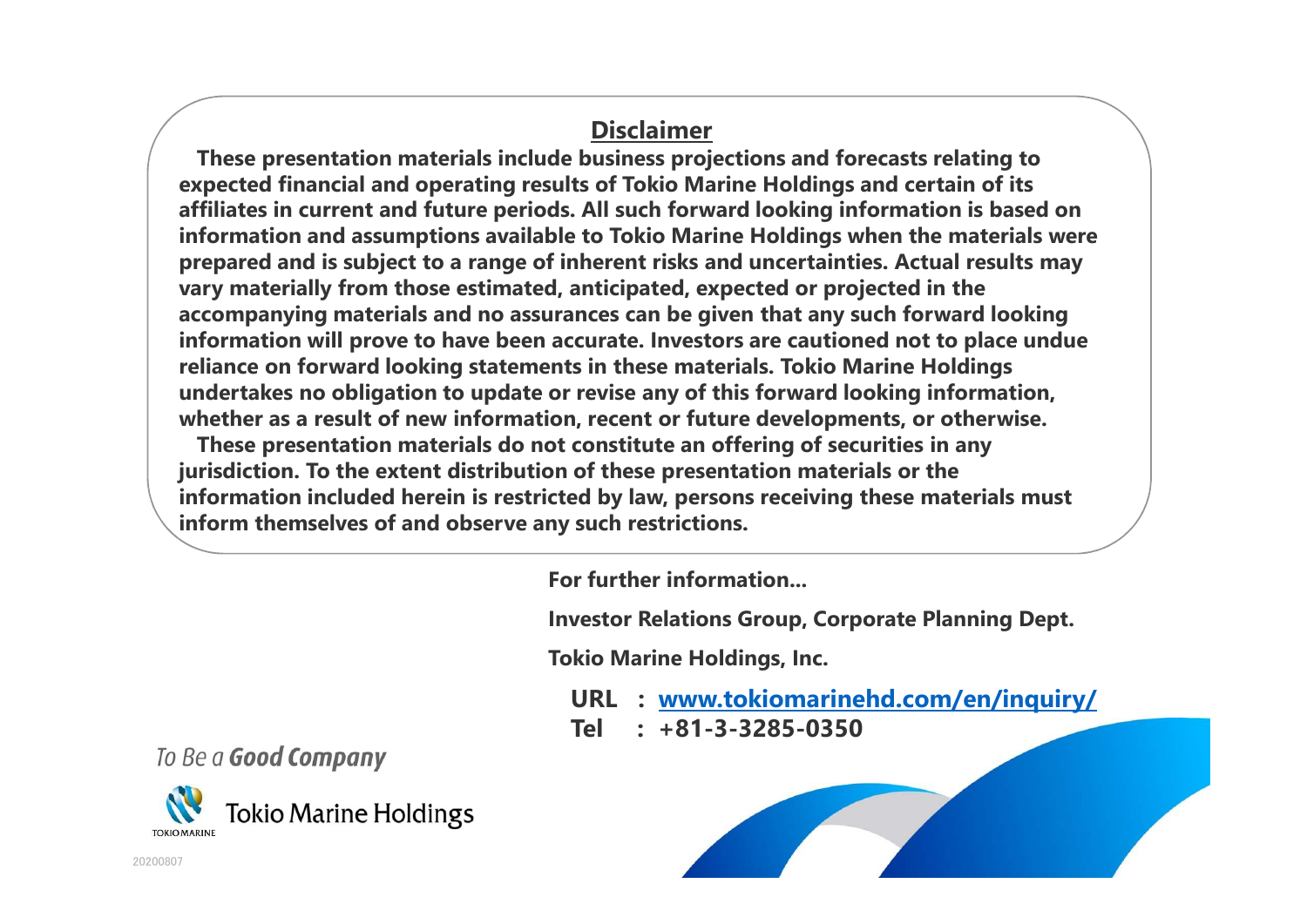## Disclaimer

These presentation materials include business projections and forecasts relating to expected financial and operating results of Tokio Marine Holdings and certain of its affiliates in current and future periods. All such forward looking information is based on information and assumptions available to Tokio Marine Holdings when the materials were prepared and is subject to a range of inherent risks and uncertainties. Actual results may vary materially from those estimated, anticipated, expected or projected in the accompanying materials and no assurances can be given that any such forward looking information will prove to have been accurate. Investors are cautioned not to place undue reliance on forward looking statements in these materials. Tokio Marine Holdings undertakes no obligation to update or revise any of this forward looking information, whether as a result of new information, recent or future developments, or otherwise.

These presentation materials do not constitute an offering of securities in any jurisdiction. To the extent distribution of these presentation materials or the information included herein is restricted by law, persons receiving these materials must inform themselves of and observe any such restrictions.

**For further information...**

**Investor Relations Group, Corporate Planning Dept.**

**Tokio Marine Holdings, Inc.**

**URL : www.tokiomarinehd.com/en/inquiry/**

**Tel : +81-3-3285-0350**

*To Be a **Good Company***

Tokio Marine Holdings

20200807